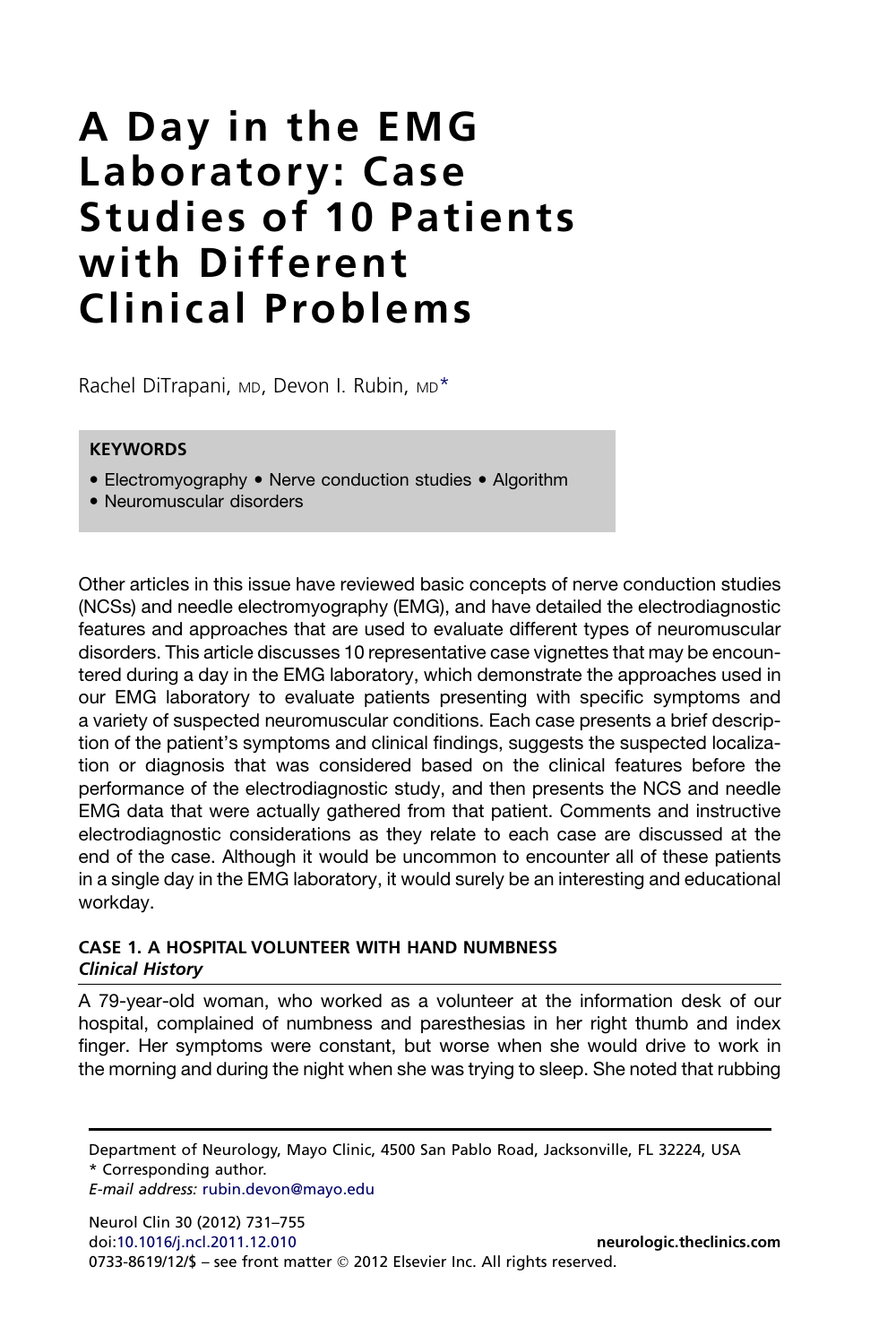# A Day in the EMG Laboratory: Case Studies of 10 Patients with Different Clinical Problems

Rachel DiTrapani, MD, Devon I. Rubin, MD*

**KEYWORDS**

- Electromyography • Nerve conduction studies • Algorithm
- Neuromuscular disorders

Other articles in this issue have reviewed basic concepts of nerve conduction studies (NCSs) and needle electromyography (EMG), and have detailed the electrodiagnostic features and approaches that are used to evaluate different types of neuromuscular disorders. This article discusses 10 representative case vignettes that may be encountered during a day in the EMG laboratory, which demonstrate the approaches used in our EMG laboratory to evaluate patients presenting with specific symptoms and a variety of suspected neuromuscular conditions. Each case presents a brief description of the patient's symptoms and clinical findings, suggests the suspected localization or diagnosis that was considered based on the clinical features before the performance of the electrodiagnostic study, and then presents the NCS and needle EMG data that were actually gathered from that patient. Comments and instructive electrodiagnostic considerations as they relate to each case are discussed at the end of the case. Although it would be uncommon to encounter all of these patients in a single day in the EMG laboratory, it would surely be an interesting and educational workday.

## CASE 1. A HOSPITAL VOLUNTEER WITH HAND NUMBNESS

### *Clinical History*

A 79-year-old woman, who worked as a volunteer at the information desk of our hospital, complained of numbness and paresthesias in her right thumb and index finger. Her symptoms were constant, but worse when she would drive to work in the morning and during the night when she was trying to sleep. She noted that rubbing

Department of Neurology, Mayo Clinic, 4500 San Pablo Road, Jacksonville, FL 32224, USA
* Corresponding author.
*E-mail address:* rubin.devon@mayo.edu

doi:10.1016/j.ncl.2011.12.010
0733-8619/12/$ – see front matter © 2012 Elsevier Inc. All rights reserved.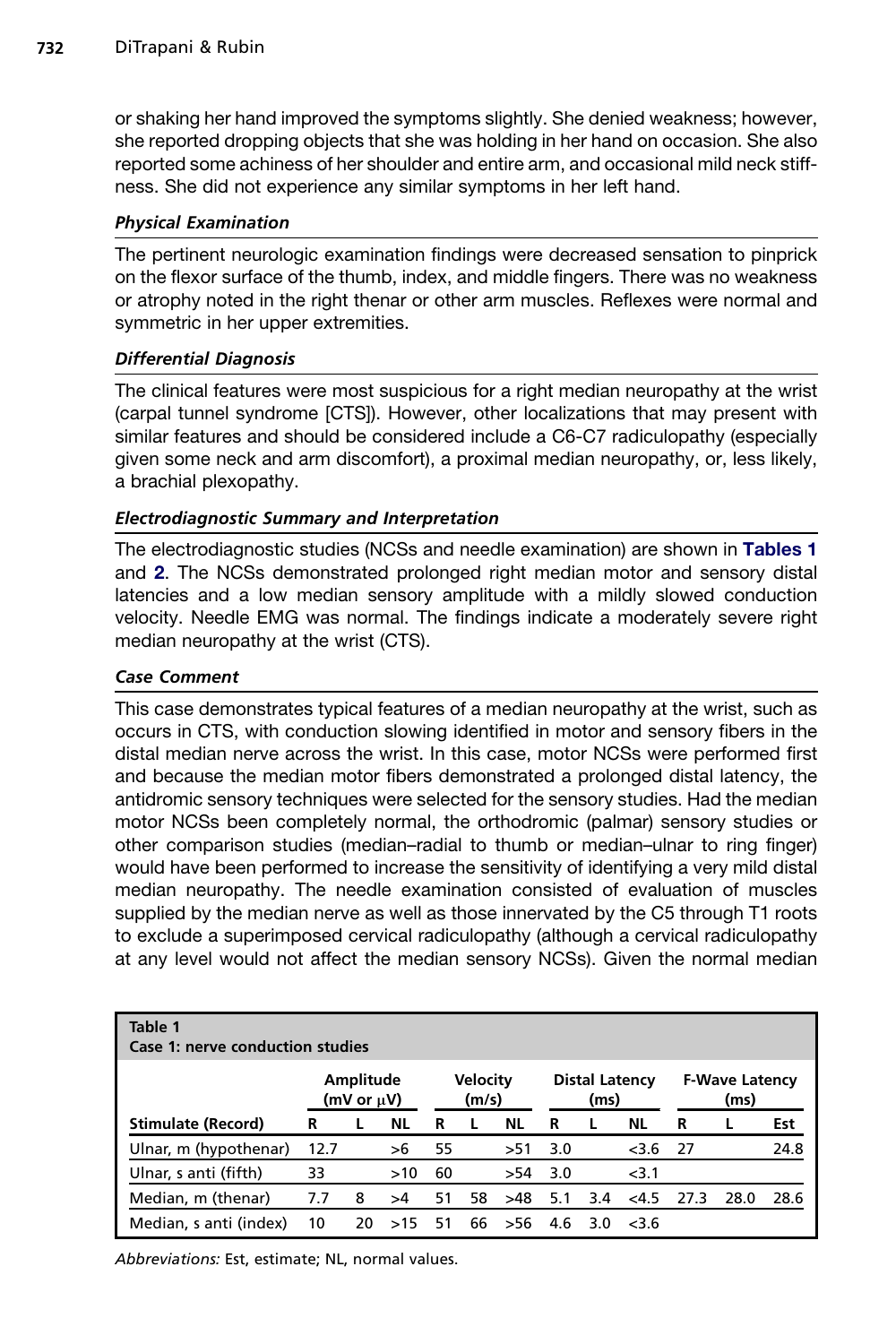or shaking her hand improved the symptoms slightly. She denied weakness; however, she reported dropping objects that she was holding in her hand on occasion. She also reported some achiness of her shoulder and entire arm, and occasional mild neck stiffness. She did not experience any similar symptoms in her left hand.

### *Physical Examination*

The pertinent neurologic examination findings were decreased sensation to pinprick on the flexor surface of the thumb, index, and middle fingers. There was no weakness or atrophy noted in the right thenar or other arm muscles. Reflexes were normal and symmetric in her upper extremities.

### *Differential Diagnosis*

The clinical features were most suspicious for a right median neuropathy at the wrist (carpal tunnel syndrome [CTS]). However, other localizations that may present with similar features and should be considered include a C6-C7 radiculopathy (especially given some neck and arm discomfort), a proximal median neuropathy, or, less likely, a brachial plexopathy.

### *Electrodiagnostic Summary and Interpretation*

The electrodiagnostic studies (NCSs and needle examination) are shown in **Tables 1** and **2**. The NCSs demonstrated prolonged right median motor and sensory distal latencies and a low median sensory amplitude with a mildly slowed conduction velocity. Needle EMG was normal. The findings indicate a moderately severe right median neuropathy at the wrist (CTS).

### *Case Comment*

This case demonstrates typical features of a median neuropathy at the wrist, such as occurs in CTS, with conduction slowing identified in motor and sensory fibers in the distal median nerve across the wrist. In this case, motor NCSs were performed first and because the median motor fibers demonstrated a prolonged distal latency, the antidromic sensory techniques were selected for the sensory studies. Had the median motor NCSs been completely normal, the orthodromic (palmar) sensory studies or other comparison studies (median–radial to thumb or median–ulnar to ring finger) would have been performed to increase the sensitivity of identifying a very mild distal median neuropathy. The needle examination consisted of evaluation of muscles supplied by the median nerve as well as those innervated by the C5 through T1 roots to exclude a superimposed cervical radiculopathy (although a cervical radiculopathy at any level would not affect the median sensory NCSs). Given the normal median

**Table 1**
**Case 1: nerve conduction studies**

| | Amplitude (mV or μV) | | | Velocity (m/s) | | | Distal Latency (ms) | | | F-Wave Latency (ms) | | |
|---|---|---|---|---|---|---|---|---|---|---|---|---|
| **Stimulate (Record)** | **R** | **L** | **NL** | **R** | **L** | **NL** | **R** | **L** | **NL** | **R** | **L** | **Est** |
| Ulnar, m (hypothenar) | 12.7 | | >6 | 55 | | >51 | 3.0 | | <3.6 | 27 | | 24.8 |
| Ulnar, s anti (fifth) | 33 | | >10 | 60 | | >54 | 3.0 | | <3.1 | | | |
| Median, m (thenar) | 7.7 | 8 | >4 | 51 | 58 | >48 | 5.1 | 3.4 | <4.5 | 27.3 | 28.0 | 28.6 |
| Median, s anti (index) | 10 | 20 | >15 | 51 | 66 | >56 | 4.6 | 3.0 | <3.6 | | | |

*Abbreviations:* Est, estimate; NL, normal values.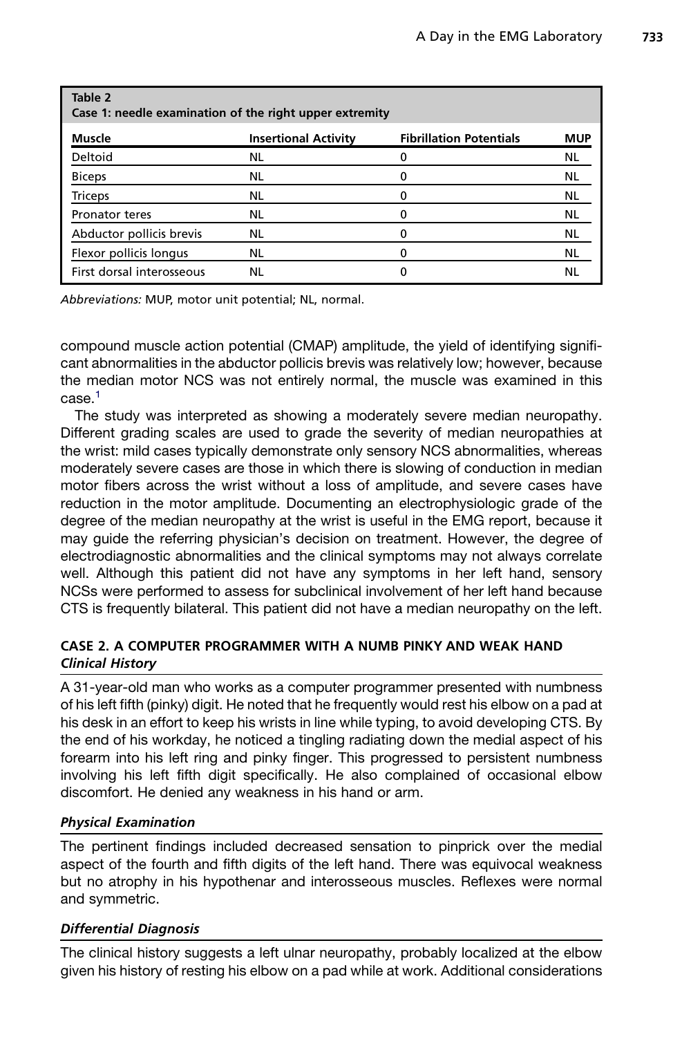**Table 2**
**Case 1: needle examination of the right upper extremity**

| Muscle | Insertional Activity | Fibrillation Potentials | MUP |
|---|---|---|---|
| Deltoid | NL | 0 | NL |
| Biceps | NL | 0 | NL |
| Triceps | NL | 0 | NL |
| Pronator teres | NL | 0 | NL |
| Abductor pollicis brevis | NL | 0 | NL |
| Flexor pollicis longus | NL | 0 | NL |
| First dorsal interosseous | NL | 0 | NL |

*Abbreviations:* MUP, motor unit potential; NL, normal.

compound muscle action potential (CMAP) amplitude, the yield of identifying significant abnormalities in the abductor pollicis brevis was relatively low; however, because the median motor NCS was not entirely normal, the muscle was examined in this case.[1]

The study was interpreted as showing a moderately severe median neuropathy. Different grading scales are used to grade the severity of median neuropathies at the wrist: mild cases typically demonstrate only sensory NCS abnormalities, whereas moderately severe cases are those in which there is slowing of conduction in median motor fibers across the wrist without a loss of amplitude, and severe cases have reduction in the motor amplitude. Documenting an electrophysiologic grade of the degree of the median neuropathy at the wrist is useful in the EMG report, because it may guide the referring physician's decision on treatment. However, the degree of electrodiagnostic abnormalities and the clinical symptoms may not always correlate well. Although this patient did not have any symptoms in her left hand, sensory NCSs were performed to assess for subclinical involvement of her left hand because CTS is frequently bilateral. This patient did not have a median neuropathy on the left.

## CASE 2. A COMPUTER PROGRAMMER WITH A NUMB PINKY AND WEAK HAND

### *Clinical History*

A 31-year-old man who works as a computer programmer presented with numbness of his left fifth (pinky) digit. He noted that he frequently would rest his elbow on a pad at his desk in an effort to keep his wrists in line while typing, to avoid developing CTS. By the end of his workday, he noticed a tingling radiating down the medial aspect of his forearm into his left ring and pinky finger. This progressed to persistent numbness involving his left fifth digit specifically. He also complained of occasional elbow discomfort. He denied any weakness in his hand or arm.

### *Physical Examination*

The pertinent findings included decreased sensation to pinprick over the medial aspect of the fourth and fifth digits of the left hand. There was equivocal weakness but no atrophy in his hypothenar and interosseous muscles. Reflexes were normal and symmetric.

### *Differential Diagnosis*

The clinical history suggests a left ulnar neuropathy, probably localized at the elbow given his history of resting his elbow on a pad while at work. Additional considerations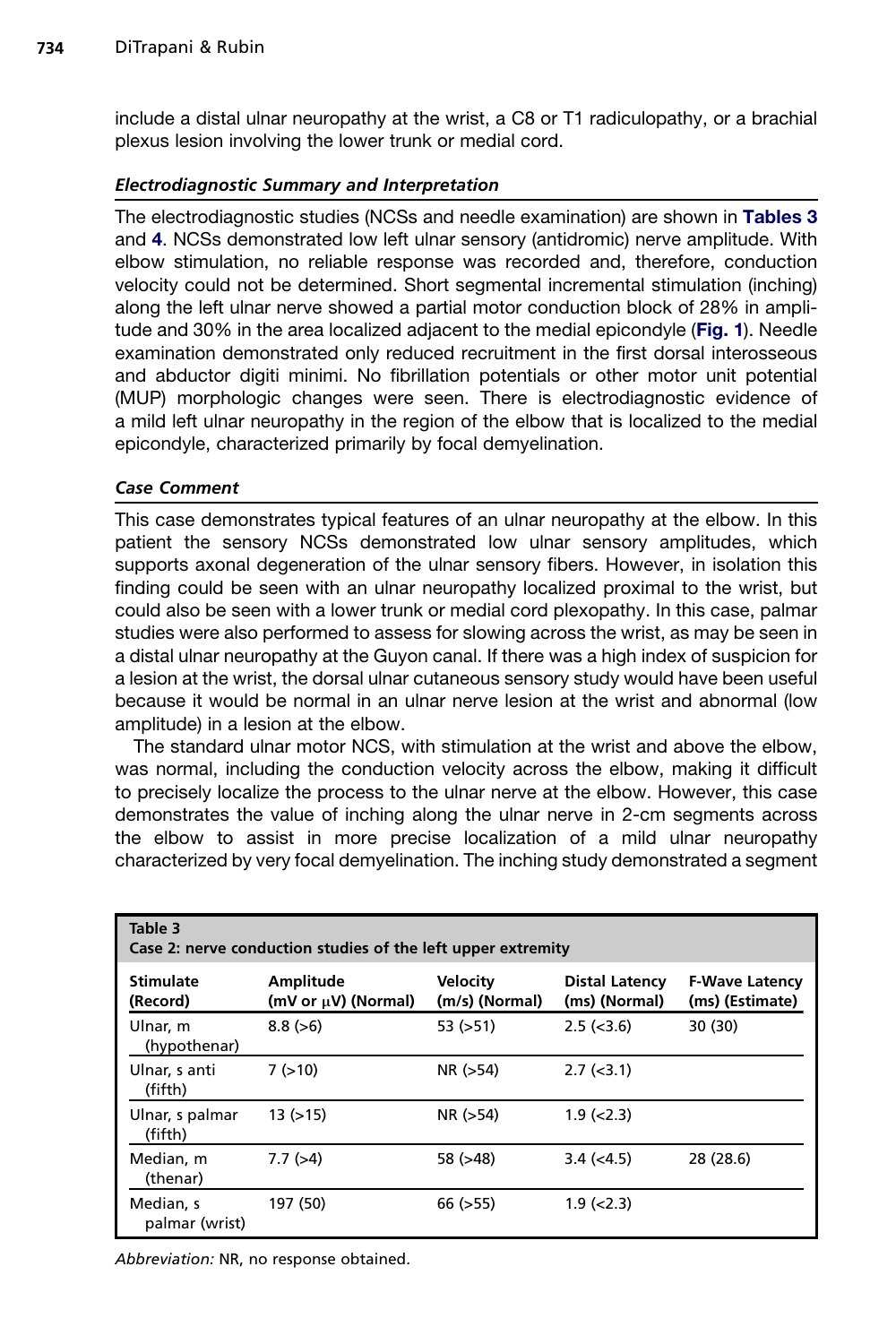include a distal ulnar neuropathy at the wrist, a C8 or T1 radiculopathy, or a brachial plexus lesion involving the lower trunk or medial cord.

### *Electrodiagnostic Summary and Interpretation*

The electrodiagnostic studies (NCSs and needle examination) are shown in **Tables 3** and **4**. NCSs demonstrated low left ulnar sensory (antidromic) nerve amplitude. With elbow stimulation, no reliable response was recorded and, therefore, conduction velocity could not be determined. Short segmental incremental stimulation (inching) along the left ulnar nerve showed a partial motor conduction block of 28% in amplitude and 30% in the area localized adjacent to the medial epicondyle (**Fig. 1**). Needle examination demonstrated only reduced recruitment in the first dorsal interosseous and abductor digiti minimi. No fibrillation potentials or other motor unit potential (MUP) morphologic changes were seen. There is electrodiagnostic evidence of a mild left ulnar neuropathy in the region of the elbow that is localized to the medial epicondyle, characterized primarily by focal demyelination.

### *Case Comment*

This case demonstrates typical features of an ulnar neuropathy at the elbow. In this patient the sensory NCSs demonstrated low ulnar sensory amplitudes, which supports axonal degeneration of the ulnar sensory fibers. However, in isolation this finding could be seen with an ulnar neuropathy localized proximal to the wrist, but could also be seen with a lower trunk or medial cord plexopathy. In this case, palmar studies were also performed to assess for slowing across the wrist, as may be seen in a distal ulnar neuropathy at the Guyon canal. If there was a high index of suspicion for a lesion at the wrist, the dorsal ulnar cutaneous sensory study would have been useful because it would be normal in an ulnar nerve lesion at the wrist and abnormal (low amplitude) in a lesion at the elbow.

The standard ulnar motor NCS, with stimulation at the wrist and above the elbow, was normal, including the conduction velocity across the elbow, making it difficult to precisely localize the process to the ulnar nerve at the elbow. However, this case demonstrates the value of inching along the ulnar nerve in 2-cm segments across the elbow to assist in more precise localization of a mild ulnar neuropathy characterized by very focal demyelination. The inching study demonstrated a segment

**Table 3**
**Case 2: nerve conduction studies of the left upper extremity**

| Stimulate (Record) | Amplitude (mV or μV) (Normal) | Velocity (m/s) (Normal) | Distal Latency (ms) (Normal) | F-Wave Latency (ms) (Estimate) |
|---|---|---|---|---|
| Ulnar, m (hypothenar) | 8.8 (>6) | 53 (>51) | 2.5 (<3.6) | 30 (30) |
| Ulnar, s anti (fifth) | 7 (>10) | NR (>54) | 2.7 (<3.1) | |
| Ulnar, s palmar (fifth) | 13 (>15) | NR (>54) | 1.9 (<2.3) | |
| Median, m (thenar) | 7.7 (>4) | 58 (>48) | 3.4 (<4.5) | 28 (28.6) |
| Median, s palmar (wrist) | 197 (50) | 66 (>55) | 1.9 (<2.3) | |

*Abbreviation:* NR, no response obtained.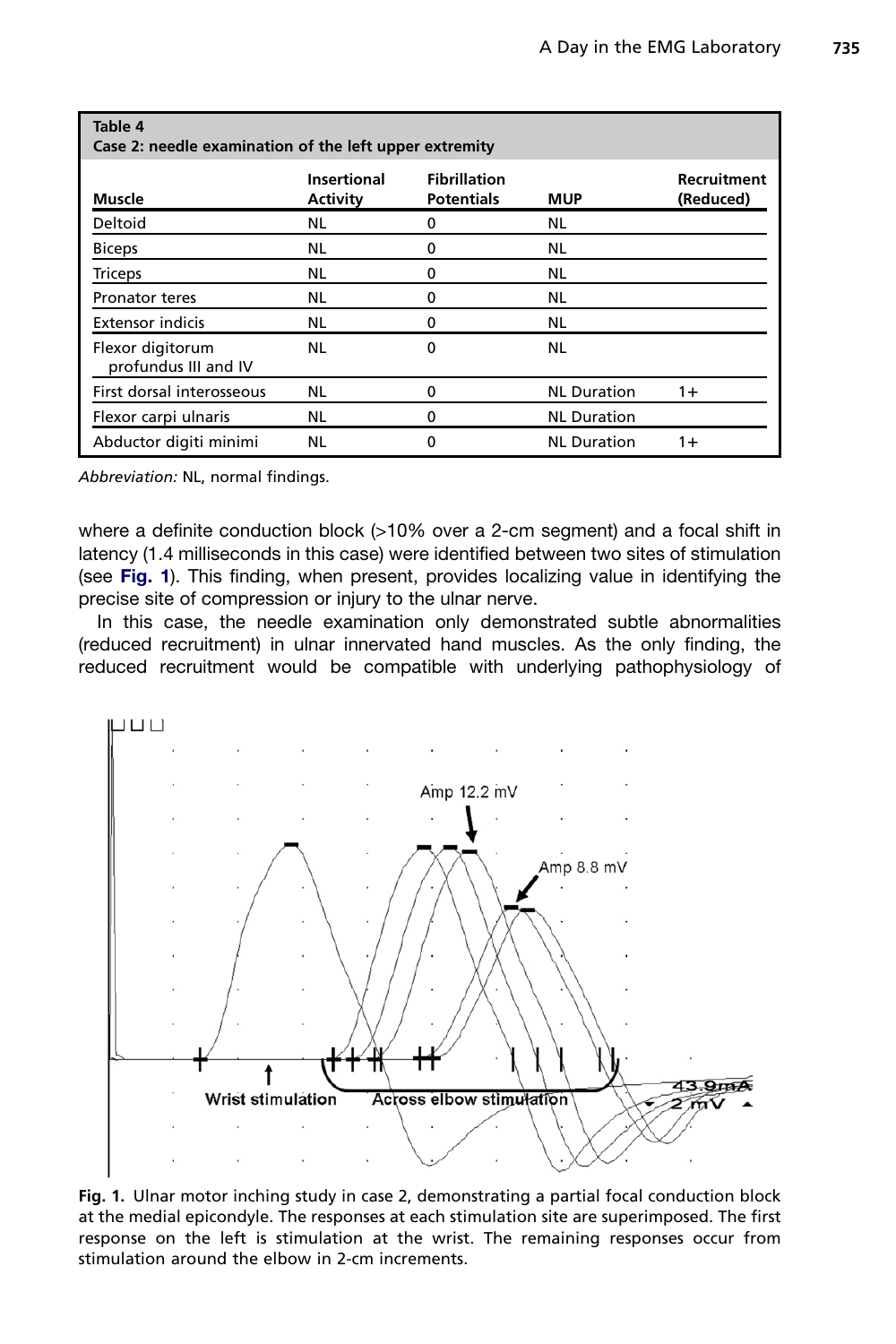| Table 4<br>Case 2: needle examination of the left upper extremity | | | | |
|---|---|---|---|---|
| **Muscle** | **Insertional Activity** | **Fibrillation Potentials** | **MUP** | **Recruitment (Reduced)** |
| Deltoid | NL | 0 | NL | |
| Biceps | NL | 0 | NL | |
| Triceps | NL | 0 | NL | |
| Pronator teres | NL | 0 | NL | |
| Extensor indicis | NL | 0 | NL | |
| Flexor digitorum profundus III and IV | NL | 0 | NL | |
| First dorsal interosseous | NL | 0 | NL Duration | 1+ |
| Flexor carpi ulnaris | NL | 0 | NL Duration | |
| Abductor digiti minimi | NL | 0 | NL Duration | 1+ |

*Abbreviation:* NL, normal findings.

where a definite conduction block (>10% over a 2-cm segment) and a focal shift in latency (1.4 milliseconds in this case) were identified between two sites of stimulation (see **Fig. 1**). This finding, when present, provides localizing value in identifying the precise site of compression or injury to the ulnar nerve.

In this case, the needle examination only demonstrated subtle abnormalities (reduced recruitment) in ulnar innervated hand muscles. As the only finding, the reduced recruitment would be compatible with underlying pathophysiology of

**Fig. 1.** Ulnar motor inching study in case 2, demonstrating a partial focal conduction block at the medial epicondyle. The responses at each stimulation site are superimposed. The first response on the left is stimulation at the wrist. The remaining responses occur from stimulation around the elbow in 2-cm increments.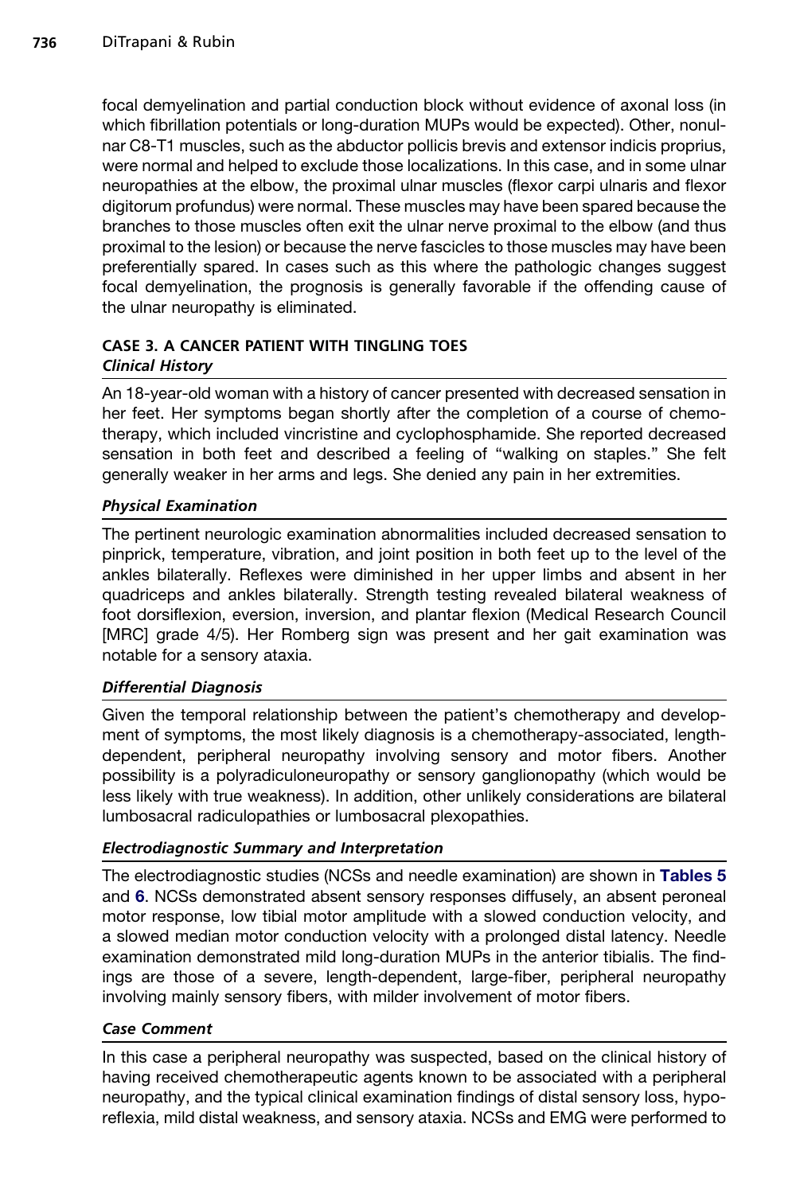focal demyelination and partial conduction block without evidence of axonal loss (in which fibrillation potentials or long-duration MUPs would be expected). Other, nonulnar C8-T1 muscles, such as the abductor pollicis brevis and extensor indicis proprius, were normal and helped to exclude those localizations. In this case, and in some ulnar neuropathies at the elbow, the proximal ulnar muscles (flexor carpi ulnaris and flexor digitorum profundus) were normal. These muscles may have been spared because the branches to those muscles often exit the ulnar nerve proximal to the elbow (and thus proximal to the lesion) or because the nerve fascicles to those muscles may have been preferentially spared. In cases such as this where the pathologic changes suggest focal demyelination, the prognosis is generally favorable if the offending cause of the ulnar neuropathy is eliminated.

## CASE 3. A CANCER PATIENT WITH TINGLING TOES

### *Clinical History*

An 18-year-old woman with a history of cancer presented with decreased sensation in her feet. Her symptoms began shortly after the completion of a course of chemotherapy, which included vincristine and cyclophosphamide. She reported decreased sensation in both feet and described a feeling of "walking on staples." She felt generally weaker in her arms and legs. She denied any pain in her extremities.

### *Physical Examination*

The pertinent neurologic examination abnormalities included decreased sensation to pinprick, temperature, vibration, and joint position in both feet up to the level of the ankles bilaterally. Reflexes were diminished in her upper limbs and absent in her quadriceps and ankles bilaterally. Strength testing revealed bilateral weakness of foot dorsiflexion, eversion, inversion, and plantar flexion (Medical Research Council [MRC] grade 4/5). Her Romberg sign was present and her gait examination was notable for a sensory ataxia.

### *Differential Diagnosis*

Given the temporal relationship between the patient's chemotherapy and development of symptoms, the most likely diagnosis is a chemotherapy-associated, length-dependent, peripheral neuropathy involving sensory and motor fibers. Another possibility is a polyradiculoneuropathy or sensory ganglionopathy (which would be less likely with true weakness). In addition, other unlikely considerations are bilateral lumbosacral radiculopathies or lumbosacral plexopathies.

### *Electrodiagnostic Summary and Interpretation*

The electrodiagnostic studies (NCSs and needle examination) are shown in **Tables 5** and **6**. NCSs demonstrated absent sensory responses diffusely, an absent peroneal motor response, low tibial motor amplitude with a slowed conduction velocity, and a slowed median motor conduction velocity with a prolonged distal latency. Needle examination demonstrated mild long-duration MUPs in the anterior tibialis. The findings are those of a severe, length-dependent, large-fiber, peripheral neuropathy involving mainly sensory fibers, with milder involvement of motor fibers.

### *Case Comment*

In this case a peripheral neuropathy was suspected, based on the clinical history of having received chemotherapeutic agents known to be associated with a peripheral neuropathy, and the typical clinical examination findings of distal sensory loss, hyporeflexia, mild distal weakness, and sensory ataxia. NCSs and EMG were performed to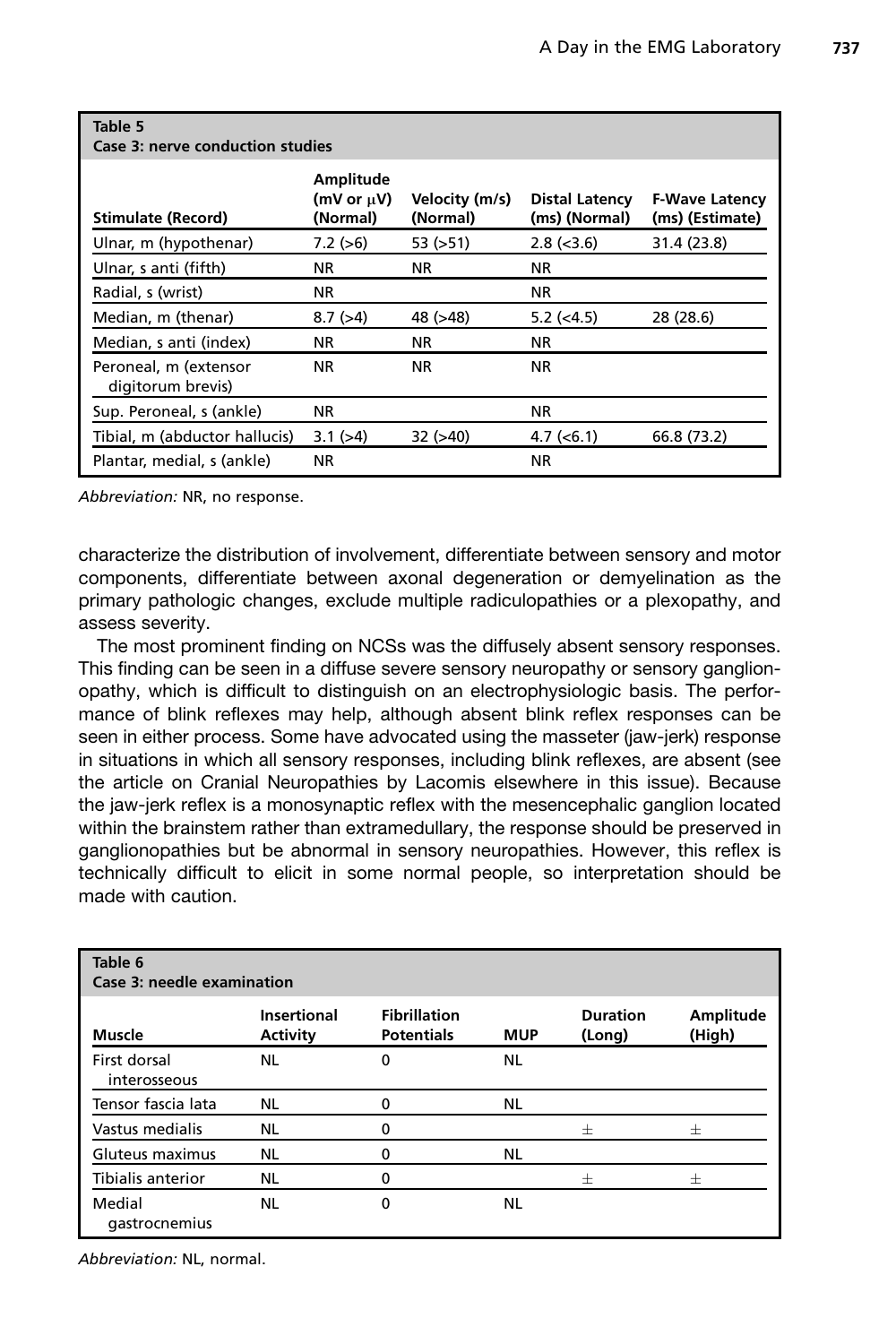**Table 5**
**Case 3: nerve conduction studies**

| Stimulate (Record) | Amplitude (mV or μV) (Normal) | Velocity (m/s) (Normal) | Distal Latency (ms) (Normal) | F-Wave Latency (ms) (Estimate) |
|---|---|---|---|---|
| Ulnar, m (hypothenar) | 7.2 (>6) | 53 (>51) | 2.8 (<3.6) | 31.4 (23.8) |
| Ulnar, s anti (fifth) | NR | NR | NR | |
| Radial, s (wrist) | NR | | NR | |
| Median, m (thenar) | 8.7 (>4) | 48 (>48) | 5.2 (<4.5) | 28 (28.6) |
| Median, s anti (index) | NR | NR | NR | |
| Peroneal, m (extensor digitorum brevis) | NR | NR | NR | |
| Sup. Peroneal, s (ankle) | NR | | NR | |
| Tibial, m (abductor hallucis) | 3.1 (>4) | 32 (>40) | 4.7 (<6.1) | 66.8 (73.2) |
| Plantar, medial, s (ankle) | NR | | NR | |

*Abbreviation:* NR, no response.

characterize the distribution of involvement, differentiate between sensory and motor components, differentiate between axonal degeneration or demyelination as the primary pathologic changes, exclude multiple radiculopathies or a plexopathy, and assess severity.

The most prominent finding on NCSs was the diffusely absent sensory responses. This finding can be seen in a diffuse severe sensory neuropathy or sensory ganglionopathy, which is difficult to distinguish on an electrophysiologic basis. The performance of blink reflexes may help, although absent blink reflex responses can be seen in either process. Some have advocated using the masseter (jaw-jerk) response in situations in which all sensory responses, including blink reflexes, are absent (see the article on Cranial Neuropathies by Lacomis elsewhere in this issue). Because the jaw-jerk reflex is a monosynaptic reflex with the mesencephalic ganglion located within the brainstem rather than extramedullary, the response should be preserved in ganglionopathies but be abnormal in sensory neuropathies. However, this reflex is technically difficult to elicit in some normal people, so interpretation should be made with caution.

**Table 6**
**Case 3: needle examination**

| Muscle | Insertional Activity | Fibrillation Potentials | MUP | Duration (Long) | Amplitude (High) |
|---|---|---|---|---|---|
| First dorsal interosseous | NL | 0 | NL | | |
| Tensor fascia lata | NL | 0 | NL | | |
| Vastus medialis | NL | 0 | | ± | ± |
| Gluteus maximus | NL | 0 | NL | | |
| Tibialis anterior | NL | 0 | | ± | ± |
| Medial gastrocnemius | NL | 0 | NL | | |

*Abbreviation:* NL, normal.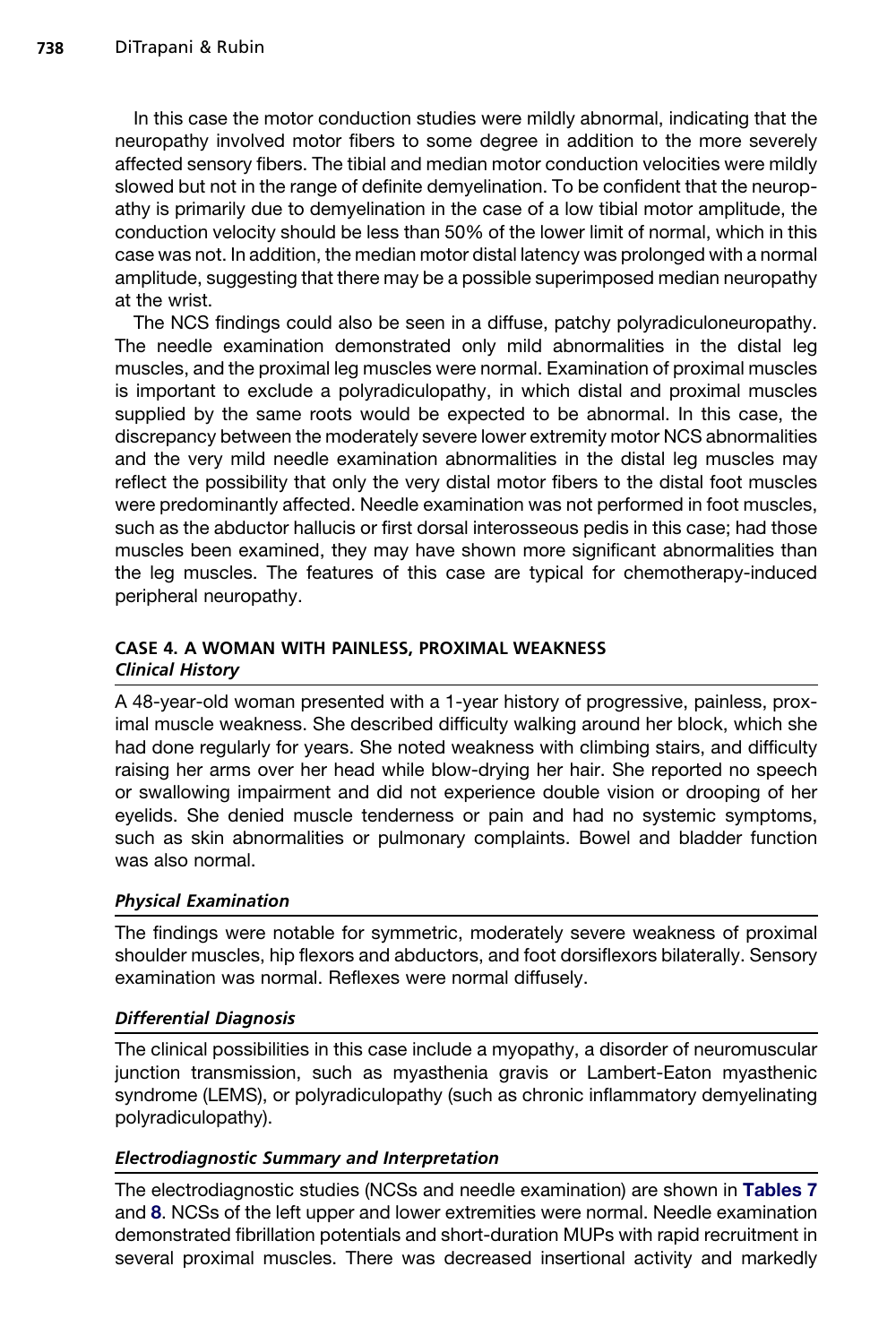In this case the motor conduction studies were mildly abnormal, indicating that the neuropathy involved motor fibers to some degree in addition to the more severely affected sensory fibers. The tibial and median motor conduction velocities were mildly slowed but not in the range of definite demyelination. To be confident that the neuropathy is primarily due to demyelination in the case of a low tibial motor amplitude, the conduction velocity should be less than 50% of the lower limit of normal, which in this case was not. In addition, the median motor distal latency was prolonged with a normal amplitude, suggesting that there may be a possible superimposed median neuropathy at the wrist.

The NCS findings could also be seen in a diffuse, patchy polyradiculoneuropathy. The needle examination demonstrated only mild abnormalities in the distal leg muscles, and the proximal leg muscles were normal. Examination of proximal muscles is important to exclude a polyradiculopathy, in which distal and proximal muscles supplied by the same roots would be expected to be abnormal. In this case, the discrepancy between the moderately severe lower extremity motor NCS abnormalities and the very mild needle examination abnormalities in the distal leg muscles may reflect the possibility that only the very distal motor fibers to the distal foot muscles were predominantly affected. Needle examination was not performed in foot muscles, such as the abductor hallucis or first dorsal interosseous pedis in this case; had those muscles been examined, they may have shown more significant abnormalities than the leg muscles. The features of this case are typical for chemotherapy-induced peripheral neuropathy.

## CASE 4. A WOMAN WITH PAINLESS, PROXIMAL WEAKNESS

### *Clinical History*

A 48-year-old woman presented with a 1-year history of progressive, painless, proximal muscle weakness. She described difficulty walking around her block, which she had done regularly for years. She noted weakness with climbing stairs, and difficulty raising her arms over her head while blow-drying her hair. She reported no speech or swallowing impairment and did not experience double vision or drooping of her eyelids. She denied muscle tenderness or pain and had no systemic symptoms, such as skin abnormalities or pulmonary complaints. Bowel and bladder function was also normal.

### *Physical Examination*

The findings were notable for symmetric, moderately severe weakness of proximal shoulder muscles, hip flexors and abductors, and foot dorsiflexors bilaterally. Sensory examination was normal. Reflexes were normal diffusely.

### *Differential Diagnosis*

The clinical possibilities in this case include a myopathy, a disorder of neuromuscular junction transmission, such as myasthenia gravis or Lambert-Eaton myasthenic syndrome (LEMS), or polyradiculopathy (such as chronic inflammatory demyelinating polyradiculopathy).

### *Electrodiagnostic Summary and Interpretation*

The electrodiagnostic studies (NCSs and needle examination) are shown in **Tables 7** and **8**. NCSs of the left upper and lower extremities were normal. Needle examination demonstrated fibrillation potentials and short-duration MUPs with rapid recruitment in several proximal muscles. There was decreased insertional activity and markedly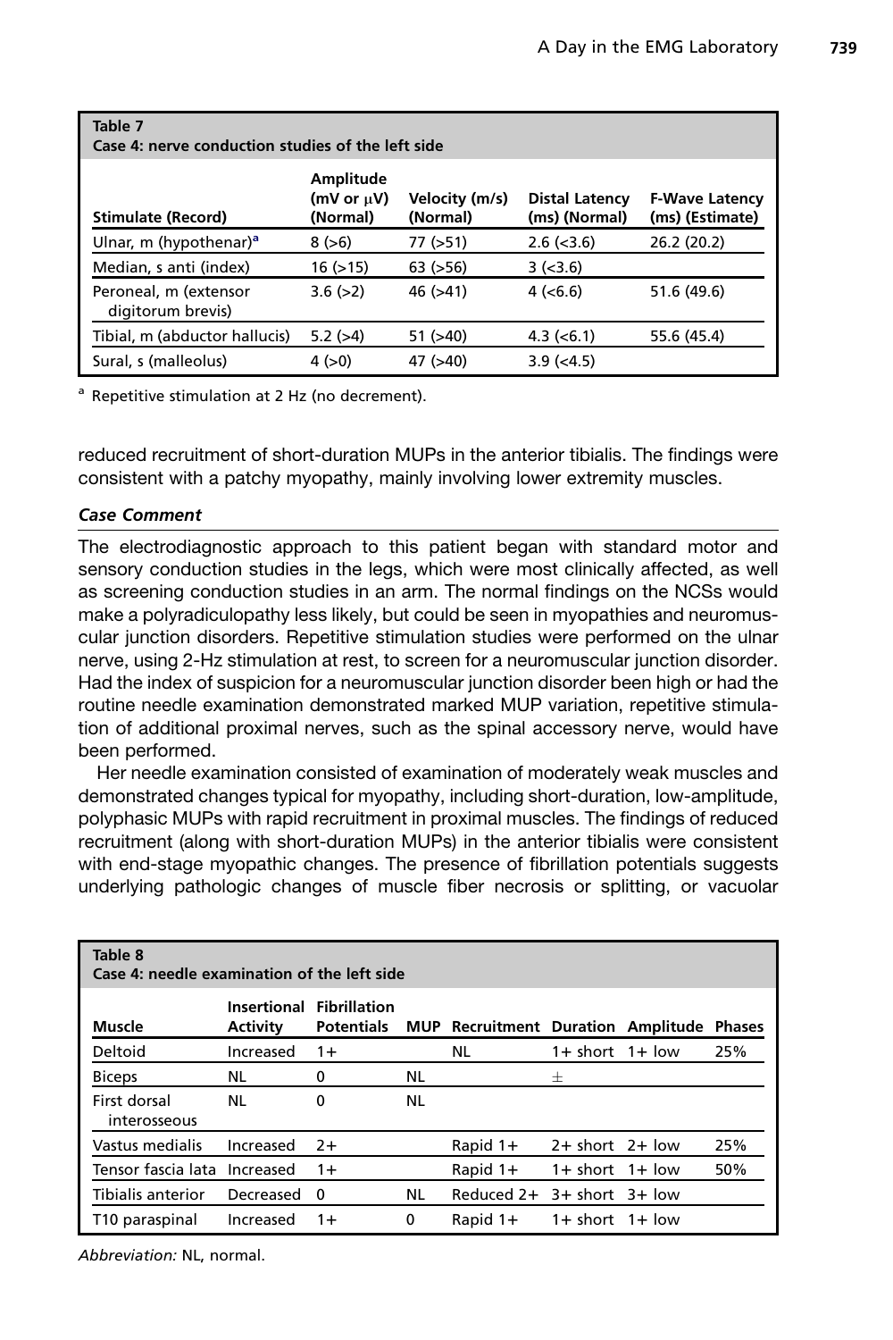**Table 7**
**Case 4: nerve conduction studies of the left side**

| Stimulate (Record) | Amplitude (mV or μV) (Normal) | Velocity (m/s) (Normal) | Distal Latency (ms) (Normal) | F-Wave Latency (ms) (Estimate) |
|---|---|---|---|---|
| Ulnar, m (hypothenar)[a] | 8 (>6) | 77 (>51) | 2.6 (<3.6) | 26.2 (20.2) |
| Median, s anti (index) | 16 (>15) | 63 (>56) | 3 (<3.6) | |
| Peroneal, m (extensor digitorum brevis) | 3.6 (>2) | 46 (>41) | 4 (<6.6) | 51.6 (49.6) |
| Tibial, m (abductor hallucis) | 5.2 (>4) | 51 (>40) | 4.3 (<6.1) | 55.6 (45.4) |
| Sural, s (malleolus) | 4 (>0) | 47 (>40) | 3.9 (<4.5) | |

[a] Repetitive stimulation at 2 Hz (no decrement).

reduced recruitment of short-duration MUPs in the anterior tibialis. The findings were consistent with a patchy myopathy, mainly involving lower extremity muscles.

### *Case Comment*

The electrodiagnostic approach to this patient began with standard motor and sensory conduction studies in the legs, which were most clinically affected, as well as screening conduction studies in an arm. The normal findings on the NCSs would make a polyradiculopathy less likely, but could be seen in myopathies and neuromuscular junction disorders. Repetitive stimulation studies were performed on the ulnar nerve, using 2-Hz stimulation at rest, to screen for a neuromuscular junction disorder. Had the index of suspicion for a neuromuscular junction disorder been high or had the routine needle examination demonstrated marked MUP variation, repetitive stimulation of additional proximal nerves, such as the spinal accessory nerve, would have been performed.

Her needle examination consisted of examination of moderately weak muscles and demonstrated changes typical for myopathy, including short-duration, low-amplitude, polyphasic MUPs with rapid recruitment in proximal muscles. The findings of reduced recruitment (along with short-duration MUPs) in the anterior tibialis were consistent with end-stage myopathic changes. The presence of fibrillation potentials suggests underlying pathologic changes of muscle fiber necrosis or splitting, or vacuolar

**Table 8**
**Case 4: needle examination of the left side**

| Muscle | Insertional Activity | Fibrillation Potentials | MUP | Recruitment | Duration | Amplitude | Phases |
|---|---|---|---|---|---|---|---|
| Deltoid | Increased | 1+ | | NL | 1+ short | 1+ low | 25% |
| Biceps | NL | 0 | NL | | ± | | |
| First dorsal interosseous | NL | 0 | NL | | | | |
| Vastus medialis | Increased | 2+ | | Rapid 1+ | 2+ short | 2+ low | 25% |
| Tensor fascia lata | Increased | 1+ | | Rapid 1+ | 1+ short | 1+ low | 50% |
| Tibialis anterior | Decreased | 0 | NL | Reduced 2+ | 3+ short | 3+ low | |
| T10 paraspinal | Increased | 1+ | 0 | Rapid 1+ | 1+ short | 1+ low | |

*Abbreviation:* NL, normal.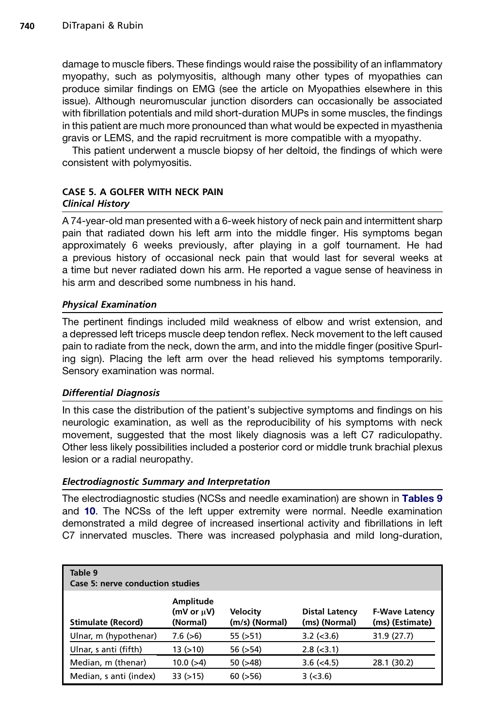damage to muscle fibers. These findings would raise the possibility of an inflammatory myopathy, such as polymyositis, although many other types of myopathies can produce similar findings on EMG (see the article on Myopathies elsewhere in this issue). Although neuromuscular junction disorders can occasionally be associated with fibrillation potentials and mild short-duration MUPs in some muscles, the findings in this patient are much more pronounced than what would be expected in myasthenia gravis or LEMS, and the rapid recruitment is more compatible with a myopathy.

This patient underwent a muscle biopsy of her deltoid, the findings of which were consistent with polymyositis.

## CASE 5. A GOLFER WITH NECK PAIN

### *Clinical History*

A 74-year-old man presented with a 6-week history of neck pain and intermittent sharp pain that radiated down his left arm into the middle finger. His symptoms began approximately 6 weeks previously, after playing in a golf tournament. He had a previous history of occasional neck pain that would last for several weeks at a time but never radiated down his arm. He reported a vague sense of heaviness in his arm and described some numbness in his hand.

### *Physical Examination*

The pertinent findings included mild weakness of elbow and wrist extension, and a depressed left triceps muscle deep tendon reflex. Neck movement to the left caused pain to radiate from the neck, down the arm, and into the middle finger (positive Spurling sign). Placing the left arm over the head relieved his symptoms temporarily. Sensory examination was normal.

### *Differential Diagnosis*

In this case the distribution of the patient's subjective symptoms and findings on his neurologic examination, as well as the reproducibility of his symptoms with neck movement, suggested that the most likely diagnosis was a left C7 radiculopathy. Other less likely possibilities included a posterior cord or middle trunk brachial plexus lesion or a radial neuropathy.

### *Electrodiagnostic Summary and Interpretation*

The electrodiagnostic studies (NCSs and needle examination) are shown in **Tables 9** and **10**. The NCSs of the left upper extremity were normal. Needle examination demonstrated a mild degree of increased insertional activity and fibrillations in left C7 innervated muscles. There was increased polyphasia and mild long-duration,

**Table 9**
**Case 5: nerve conduction studies**

| Stimulate (Record) | Amplitude (mV or μV) (Normal) | Velocity (m/s) (Normal) | Distal Latency (ms) (Normal) | F-Wave Latency (ms) (Estimate) |
|---|---|---|---|---|
| Ulnar, m (hypothenar) | 7.6 (>6) | 55 (>51) | 3.2 (<3.6) | 31.9 (27.7) |
| Ulnar, s anti (fifth) | 13 (>10) | 56 (>54) | 2.8 (<3.1) | |
| Median, m (thenar) | 10.0 (>4) | 50 (>48) | 3.6 (<4.5) | 28.1 (30.2) |
| Median, s anti (index) | 33 (>15) | 60 (>56) | 3 (<3.6) | |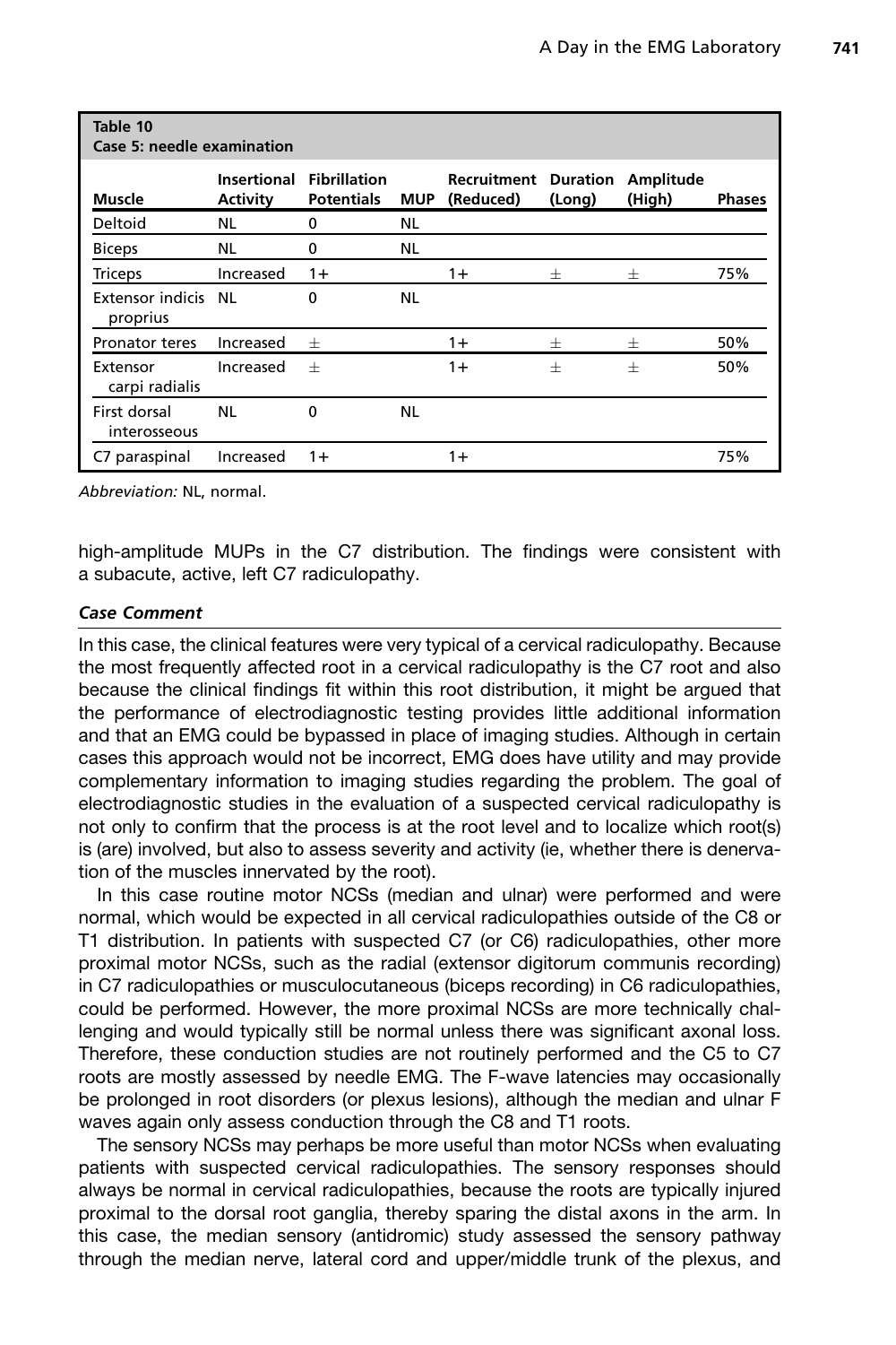**Table 10**
**Case 5: needle examination**

| Muscle | Insertional Activity | Fibrillation Potentials | MUP | Recruitment (Reduced) | Duration (Long) | Amplitude (High) | Phases |
|---|---|---|---|---|---|---|---|
| Deltoid | NL | 0 | NL | | | | |
| Biceps | NL | 0 | NL | | | | |
| Triceps | Increased | 1+ | | 1+ | ± | ± | 75% |
| Extensor indicis proprius | NL | 0 | NL | | | | |
| Pronator teres | Increased | ± | | 1+ | ± | ± | 50% |
| Extensor carpi radialis | Increased | ± | | 1+ | ± | ± | 50% |
| First dorsal interosseous | NL | 0 | NL | | | | |
| C7 paraspinal | Increased | 1+ | | 1+ | | | 75% |

*Abbreviation:* NL, normal.

high-amplitude MUPs in the C7 distribution. The findings were consistent with a subacute, active, left C7 radiculopathy.

### *Case Comment*

In this case, the clinical features were very typical of a cervical radiculopathy. Because the most frequently affected root in a cervical radiculopathy is the C7 root and also because the clinical findings fit within this root distribution, it might be argued that the performance of electrodiagnostic testing provides little additional information and that an EMG could be bypassed in place of imaging studies. Although in certain cases this approach would not be incorrect, EMG does have utility and may provide complementary information to imaging studies regarding the problem. The goal of electrodiagnostic studies in the evaluation of a suspected cervical radiculopathy is not only to confirm that the process is at the root level and to localize which root(s) is (are) involved, but also to assess severity and activity (ie, whether there is denervation of the muscles innervated by the root).

In this case routine motor NCSs (median and ulnar) were performed and were normal, which would be expected in all cervical radiculopathies outside of the C8 or T1 distribution. In patients with suspected C7 (or C6) radiculopathies, other more proximal motor NCSs, such as the radial (extensor digitorum communis recording) in C7 radiculopathies or musculocutaneous (biceps recording) in C6 radiculopathies, could be performed. However, the more proximal NCSs are more technically challenging and would typically still be normal unless there was significant axonal loss. Therefore, these conduction studies are not routinely performed and the C5 to C7 roots are mostly assessed by needle EMG. The F-wave latencies may occasionally be prolonged in root disorders (or plexus lesions), although the median and ulnar F waves again only assess conduction through the C8 and T1 roots.

The sensory NCSs may perhaps be more useful than motor NCSs when evaluating patients with suspected cervical radiculopathies. The sensory responses should always be normal in cervical radiculopathies, because the roots are typically injured proximal to the dorsal root ganglia, thereby sparing the distal axons in the arm. In this case, the median sensory (antidromic) study assessed the sensory pathway through the median nerve, lateral cord and upper/middle trunk of the plexus, and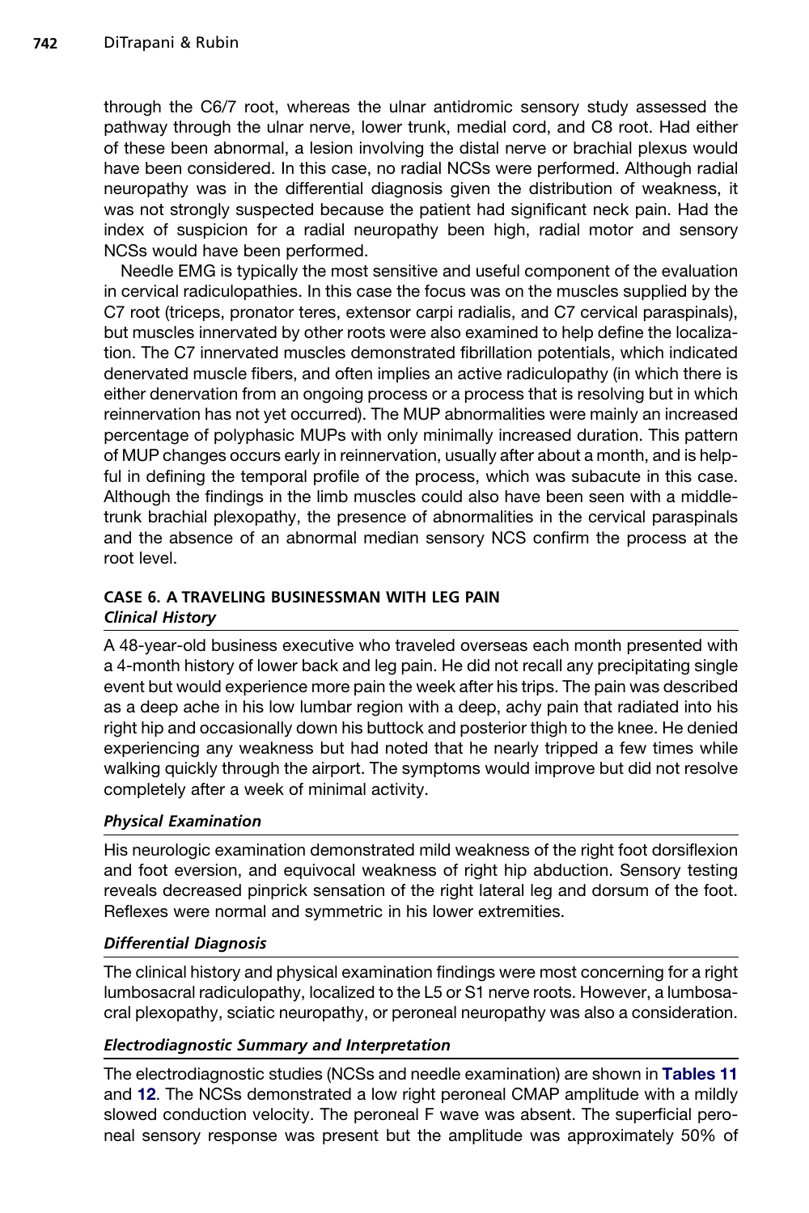through the C6/7 root, whereas the ulnar antidromic sensory study assessed the pathway through the ulnar nerve, lower trunk, medial cord, and C8 root. Had either of these been abnormal, a lesion involving the distal nerve or brachial plexus would have been considered. In this case, no radial NCSs were performed. Although radial neuropathy was in the differential diagnosis given the distribution of weakness, it was not strongly suspected because the patient had significant neck pain. Had the index of suspicion for a radial neuropathy been high, radial motor and sensory NCSs would have been performed.

Needle EMG is typically the most sensitive and useful component of the evaluation in cervical radiculopathies. In this case the focus was on the muscles supplied by the C7 root (triceps, pronator teres, extensor carpi radialis, and C7 cervical paraspinals), but muscles innervated by other roots were also examined to help define the localization. The C7 innervated muscles demonstrated fibrillation potentials, which indicated denervated muscle fibers, and often implies an active radiculopathy (in which there is either denervation from an ongoing process or a process that is resolving but in which reinnervation has not yet occurred). The MUP abnormalities were mainly an increased percentage of polyphasic MUPs with only minimally increased duration. This pattern of MUP changes occurs early in reinnervation, usually after about a month, and is helpful in defining the temporal profile of the process, which was subacute in this case. Although the findings in the limb muscles could also have been seen with a middle-trunk brachial plexopathy, the presence of abnormalities in the cervical paraspinals and the absence of an abnormal median sensory NCS confirm the process at the root level.

## CASE 6. A TRAVELING BUSINESSMAN WITH LEG PAIN

### *Clinical History*

A 48-year-old business executive who traveled overseas each month presented with a 4-month history of lower back and leg pain. He did not recall any precipitating single event but would experience more pain the week after his trips. The pain was described as a deep ache in his low lumbar region with a deep, achy pain that radiated into his right hip and occasionally down his buttock and posterior thigh to the knee. He denied experiencing any weakness but had noted that he nearly tripped a few times while walking quickly through the airport. The symptoms would improve but did not resolve completely after a week of minimal activity.

### *Physical Examination*

His neurologic examination demonstrated mild weakness of the right foot dorsiflexion and foot eversion, and equivocal weakness of right hip abduction. Sensory testing reveals decreased pinprick sensation of the right lateral leg and dorsum of the foot. Reflexes were normal and symmetric in his lower extremities.

### *Differential Diagnosis*

The clinical history and physical examination findings were most concerning for a right lumbosacral radiculopathy, localized to the L5 or S1 nerve roots. However, a lumbosacral plexopathy, sciatic neuropathy, or peroneal neuropathy was also a consideration.

### *Electrodiagnostic Summary and Interpretation*

The electrodiagnostic studies (NCSs and needle examination) are shown in **Tables 11** and **12**. The NCSs demonstrated a low right peroneal CMAP amplitude with a mildly slowed conduction velocity. The peroneal F wave was absent. The superficial peroneal sensory response was present but the amplitude was approximately 50% of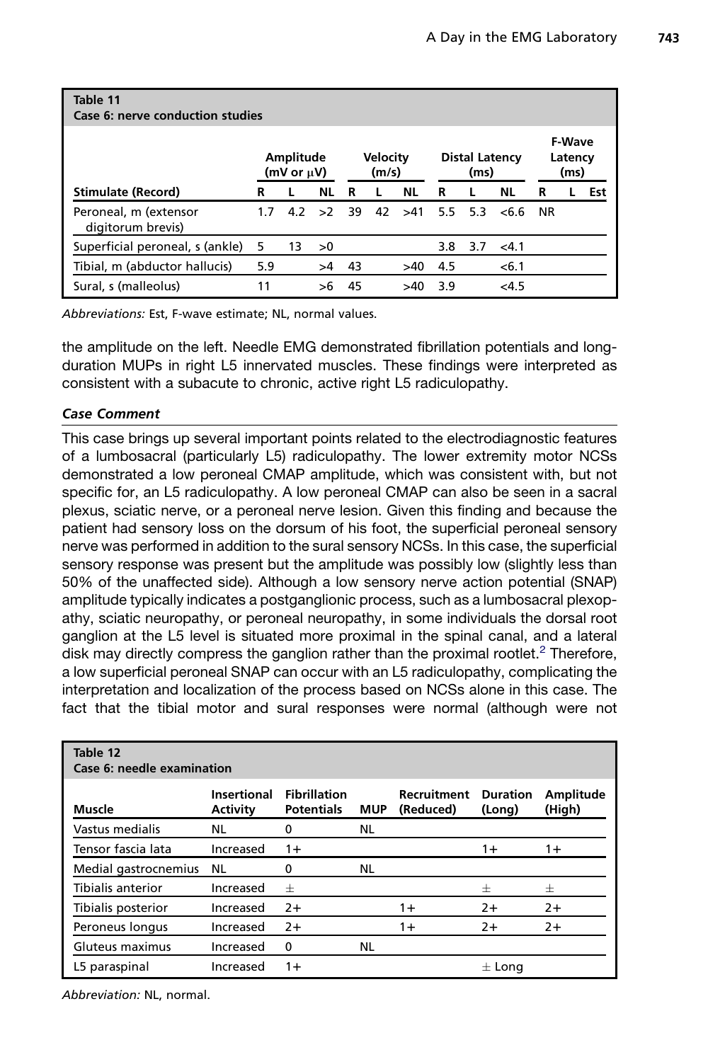| Table 11 Case 6: nerve conduction studies | | | | | | | | | | | | | |
|---|---|---|---|---|---|---|---|---|---|---|---|---|---|
| | Amplitude (mV or μV) | | | Velocity (m/s) | | | Distal Latency (ms) | | | F-Wave Latency (ms) | | |
| **Stimulate (Record)** | **R** | **L** | **NL** | **R** | **L** | **NL** | **R** | **L** | **NL** | **R** | **L** | **Est** |
| Peroneal, m (extensor digitorum brevis) | 1.7 | 4.2 | >2 | 39 | 42 | >41 | 5.5 | 5.3 | <6.6 | NR | | |
| Superficial peroneal, s (ankle) | 5 | 13 | >0 | | | | 3.8 | 3.7 | <4.1 | | | |
| Tibial, m (abductor hallucis) | 5.9 | | >4 | 43 | | >40 | 4.5 | | <6.1 | | | |
| Sural, s (malleolus) | 11 | | >6 | 45 | | >40 | 3.9 | | <4.5 | | | |

*Abbreviations:* Est, F-wave estimate; NL, normal values.

the amplitude on the left. Needle EMG demonstrated fibrillation potentials and long-duration MUPs in right L5 innervated muscles. These findings were interpreted as consistent with a subacute to chronic, active right L5 radiculopathy.

### *Case Comment*

This case brings up several important points related to the electrodiagnostic features of a lumbosacral (particularly L5) radiculopathy. The lower extremity motor NCSs demonstrated a low peroneal CMAP amplitude, which was consistent with, but not specific for, an L5 radiculopathy. A low peroneal CMAP can also be seen in a sacral plexus, sciatic nerve, or a peroneal nerve lesion. Given this finding and because the patient had sensory loss on the dorsum of his foot, the superficial peroneal sensory nerve was performed in addition to the sural sensory NCSs. In this case, the superficial sensory response was present but the amplitude was possibly low (slightly less than 50% of the unaffected side). Although a low sensory nerve action potential (SNAP) amplitude typically indicates a postganglionic process, such as a lumbosacral plexopathy, sciatic neuropathy, or peroneal neuropathy, in some individuals the dorsal root ganglion at the L5 level is situated more proximal in the spinal canal, and a lateral disk may directly compress the ganglion rather than the proximal rootlet.[2] Therefore, a low superficial peroneal SNAP can occur with an L5 radiculopathy, complicating the interpretation and localization of the process based on NCSs alone in this case. The fact that the tibial motor and sural responses were normal (although were not

| Table 12 Case 6: needle examination | | | | | | |
|---|---|---|---|---|---|---|
| **Muscle** | **Insertional Activity** | **Fibrillation Potentials** | **MUP** | **Recruitment (Reduced)** | **Duration (Long)** | **Amplitude (High)** |
| Vastus medialis | NL | 0 | NL | | | |
| Tensor fascia lata | Increased | 1+ | | | 1+ | 1+ |
| Medial gastrocnemius | NL | 0 | NL | | | |
| Tibialis anterior | Increased | ± | | | ± | ± |
| Tibialis posterior | Increased | 2+ | | 1+ | 2+ | 2+ |
| Peroneus longus | Increased | 2+ | | 1+ | 2+ | 2+ |
| Gluteus maximus | Increased | 0 | NL | | | |
| L5 paraspinal | Increased | 1+ | | | ± Long | |

*Abbreviation:* NL, normal.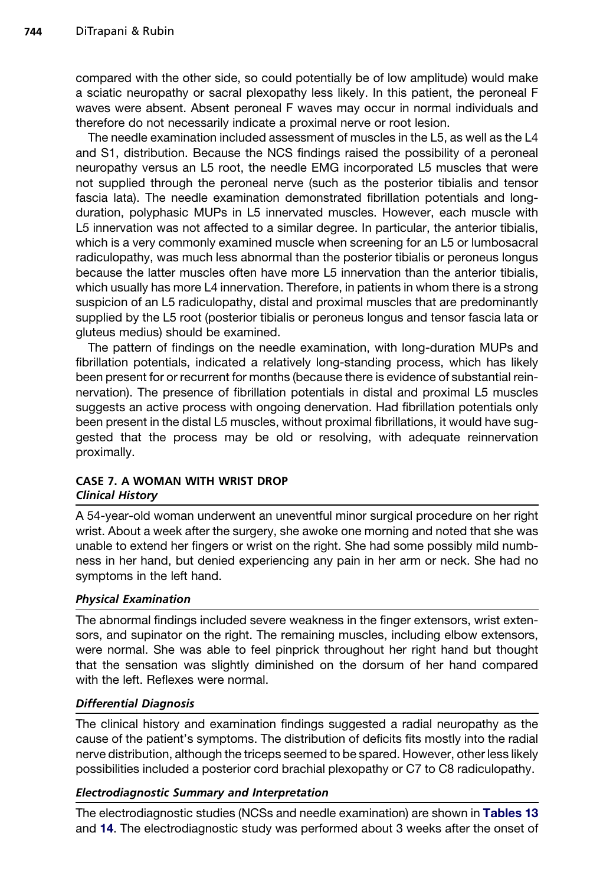compared with the other side, so could potentially be of low amplitude) would make a sciatic neuropathy or sacral plexopathy less likely. In this patient, the peroneal F waves were absent. Absent peroneal F waves may occur in normal individuals and therefore do not necessarily indicate a proximal nerve or root lesion.

The needle examination included assessment of muscles in the L5, as well as the L4 and S1, distribution. Because the NCS findings raised the possibility of a peroneal neuropathy versus an L5 root, the needle EMG incorporated L5 muscles that were not supplied through the peroneal nerve (such as the posterior tibialis and tensor fascia lata). The needle examination demonstrated fibrillation potentials and long-duration, polyphasic MUPs in L5 innervated muscles. However, each muscle with L5 innervation was not affected to a similar degree. In particular, the anterior tibialis, which is a very commonly examined muscle when screening for an L5 or lumbosacral radiculopathy, was much less abnormal than the posterior tibialis or peroneus longus because the latter muscles often have more L5 innervation than the anterior tibialis, which usually has more L4 innervation. Therefore, in patients in whom there is a strong suspicion of an L5 radiculopathy, distal and proximal muscles that are predominantly supplied by the L5 root (posterior tibialis or peroneus longus and tensor fascia lata or gluteus medius) should be examined.

The pattern of findings on the needle examination, with long-duration MUPs and fibrillation potentials, indicated a relatively long-standing process, which has likely been present for or recurrent for months (because there is evidence of substantial reinnervation). The presence of fibrillation potentials in distal and proximal L5 muscles suggests an active process with ongoing denervation. Had fibrillation potentials only been present in the distal L5 muscles, without proximal fibrillations, it would have suggested that the process may be old or resolving, with adequate reinnervation proximally.

## CASE 7. A WOMAN WITH WRIST DROP

### *Clinical History*

A 54-year-old woman underwent an uneventful minor surgical procedure on her right wrist. About a week after the surgery, she awoke one morning and noted that she was unable to extend her fingers or wrist on the right. She had some possibly mild numbness in her hand, but denied experiencing any pain in her arm or neck. She had no symptoms in the left hand.

### *Physical Examination*

The abnormal findings included severe weakness in the finger extensors, wrist extensors, and supinator on the right. The remaining muscles, including elbow extensors, were normal. She was able to feel pinprick throughout her right hand but thought that the sensation was slightly diminished on the dorsum of her hand compared with the left. Reflexes were normal.

### *Differential Diagnosis*

The clinical history and examination findings suggested a radial neuropathy as the cause of the patient's symptoms. The distribution of deficits fits mostly into the radial nerve distribution, although the triceps seemed to be spared. However, other less likely possibilities included a posterior cord brachial plexopathy or C7 to C8 radiculopathy.

### *Electrodiagnostic Summary and Interpretation*

The electrodiagnostic studies (NCSs and needle examination) are shown in **Tables 13** and **14**. The electrodiagnostic study was performed about 3 weeks after the onset of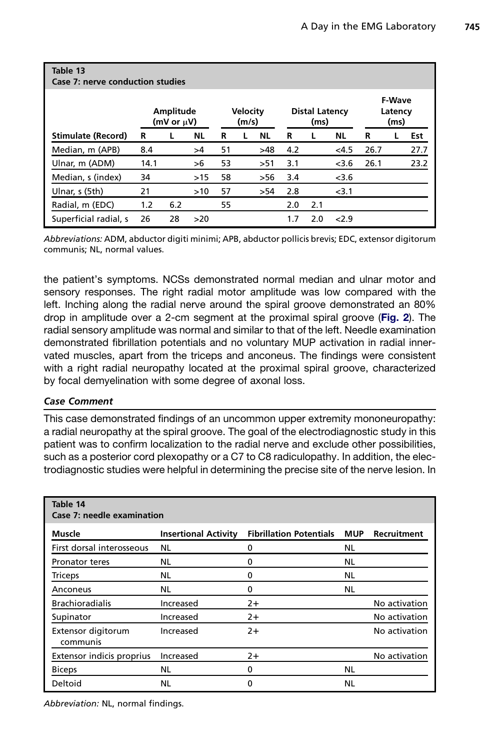**Table 13**
**Case 7: nerve conduction studies**

| Stimulate (Record) | Amplitude (mV or μV) | | | Velocity (m/s) | | | Distal Latency (ms) | | | F-Wave Latency (ms) | | |
|---|---|---|---|---|---|---|---|---|---|---|---|---|
| | R | L | NL | R | L | NL | R | L | NL | R | L | Est |
| Median, m (APB) | 8.4 | | >4 | 51 | | >48 | 4.2 | | <4.5 | 26.7 | | 27.7 |
| Ulnar, m (ADM) | 14.1 | | >6 | 53 | | >51 | 3.1 | | <3.6 | 26.1 | | 23.2 |
| Median, s (index) | 34 | | >15 | 58 | | >56 | 3.4 | | <3.6 | | | |
| Ulnar, s (5th) | 21 | | >10 | 57 | | >54 | 2.8 | | <3.1 | | | |
| Radial, m (EDC) | 1.2 | 6.2 | | 55 | | | 2.0 | 2.1 | | | | |
| Superficial radial, s | 26 | 28 | >20 | | | | 1.7 | 2.0 | <2.9 | | | |

*Abbreviations:* ADM, abductor digiti minimi; APB, abductor pollicis brevis; EDC, extensor digitorum communis; NL, normal values.

the patient's symptoms. NCSs demonstrated normal median and ulnar motor and sensory responses. The right radial motor amplitude was low compared with the left. Inching along the radial nerve around the spiral groove demonstrated an 80% drop in amplitude over a 2-cm segment at the proximal spiral groove (**Fig. 2**). The radial sensory amplitude was normal and similar to that of the left. Needle examination demonstrated fibrillation potentials and no voluntary MUP activation in radial innervated muscles, apart from the triceps and anconeus. The findings were consistent with a right radial neuropathy located at the proximal spiral groove, characterized by focal demyelination with some degree of axonal loss.

### *Case Comment*

This case demonstrated findings of an uncommon upper extremity mononeuropathy: a radial neuropathy at the spiral groove. The goal of the electrodiagnostic study in this patient was to confirm localization to the radial nerve and exclude other possibilities, such as a posterior cord plexopathy or a C7 to C8 radiculopathy. In addition, the electrodiagnostic studies were helpful in determining the precise site of the nerve lesion. In

**Table 14**
**Case 7: needle examination**

| Muscle | Insertional Activity | Fibrillation Potentials | MUP | Recruitment |
|---|---|---|---|---|
| First dorsal interosseous | NL | 0 | NL | |
| Pronator teres | NL | 0 | NL | |
| Triceps | NL | 0 | NL | |
| Anconeus | NL | 0 | NL | |
| Brachioradialis | Increased | 2+ | | No activation |
| Supinator | Increased | 2+ | | No activation |
| Extensor digitorum communis | Increased | 2+ | | No activation |
| Extensor indicis proprius | Increased | 2+ | | No activation |
| Biceps | NL | 0 | NL | |
| Deltoid | NL | 0 | NL | |

*Abbreviation:* NL, normal findings.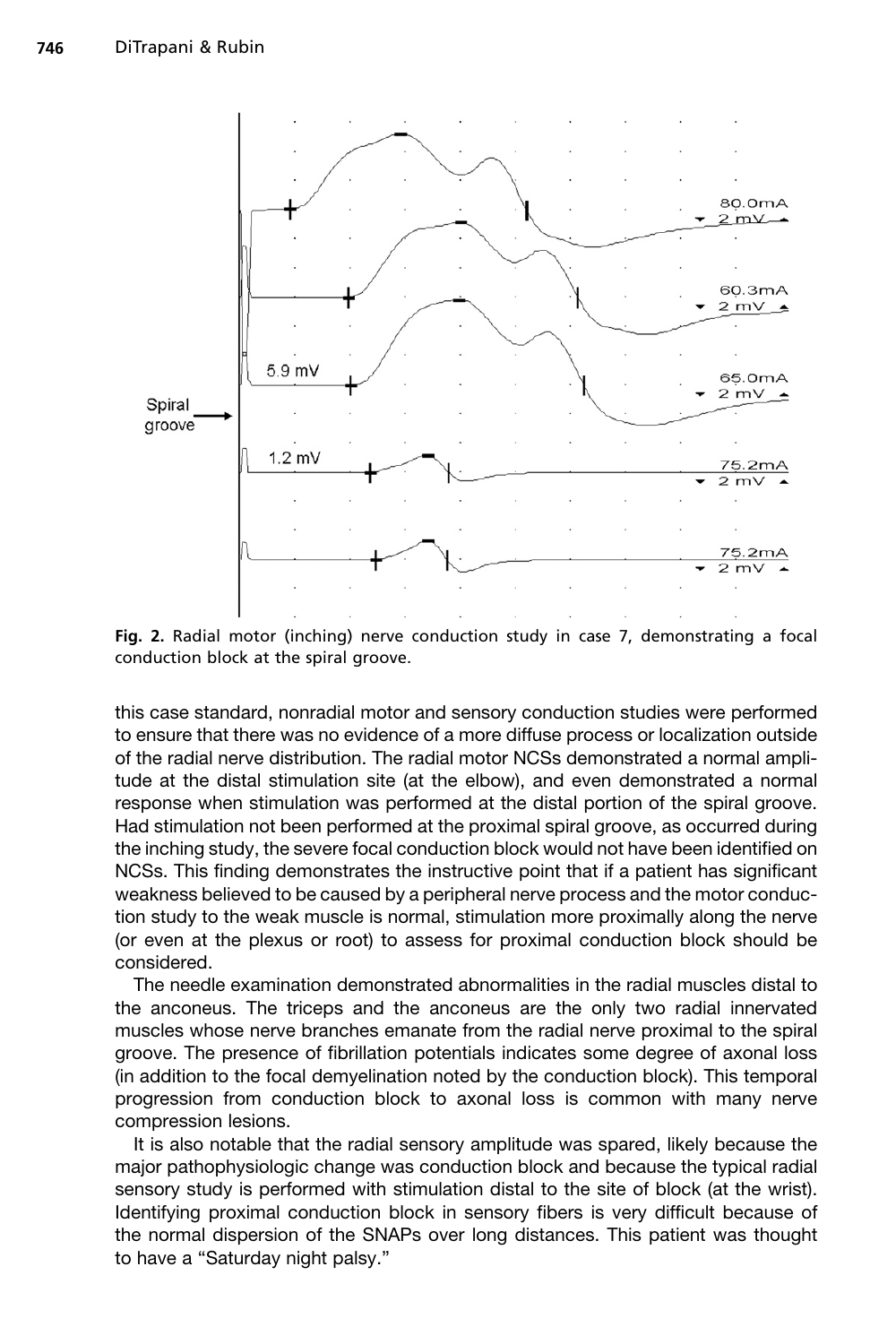80.0mA
2 mV

60.3mA
2 mV

5.9 mV

65.0mA
2 mV

Spiral groove

1.2 mV

75.2mA
2 mV

75.2mA
2 mV

**Fig. 2.** Radial motor (inching) nerve conduction study in case 7, demonstrating a focal conduction block at the spiral groove.

this case standard, nonradial motor and sensory conduction studies were performed to ensure that there was no evidence of a more diffuse process or localization outside of the radial nerve distribution. The radial motor NCSs demonstrated a normal amplitude at the distal stimulation site (at the elbow), and even demonstrated a normal response when stimulation was performed at the distal portion of the spiral groove. Had stimulation not been performed at the proximal spiral groove, as occurred during the inching study, the severe focal conduction block would not have been identified on NCSs. This finding demonstrates the instructive point that if a patient has significant weakness believed to be caused by a peripheral nerve process and the motor conduction study to the weak muscle is normal, stimulation more proximally along the nerve (or even at the plexus or root) to assess for proximal conduction block should be considered.

The needle examination demonstrated abnormalities in the radial muscles distal to the anconeus. The triceps and the anconeus are the only two radial innervated muscles whose nerve branches emanate from the radial nerve proximal to the spiral groove. The presence of fibrillation potentials indicates some degree of axonal loss (in addition to the focal demyelination noted by the conduction block). This temporal progression from conduction block to axonal loss is common with many nerve compression lesions.

It is also notable that the radial sensory amplitude was spared, likely because the major pathophysiologic change was conduction block and because the typical radial sensory study is performed with stimulation distal to the site of block (at the wrist). Identifying proximal conduction block in sensory fibers is very difficult because of the normal dispersion of the SNAPs over long distances. This patient was thought to have a "Saturday night palsy."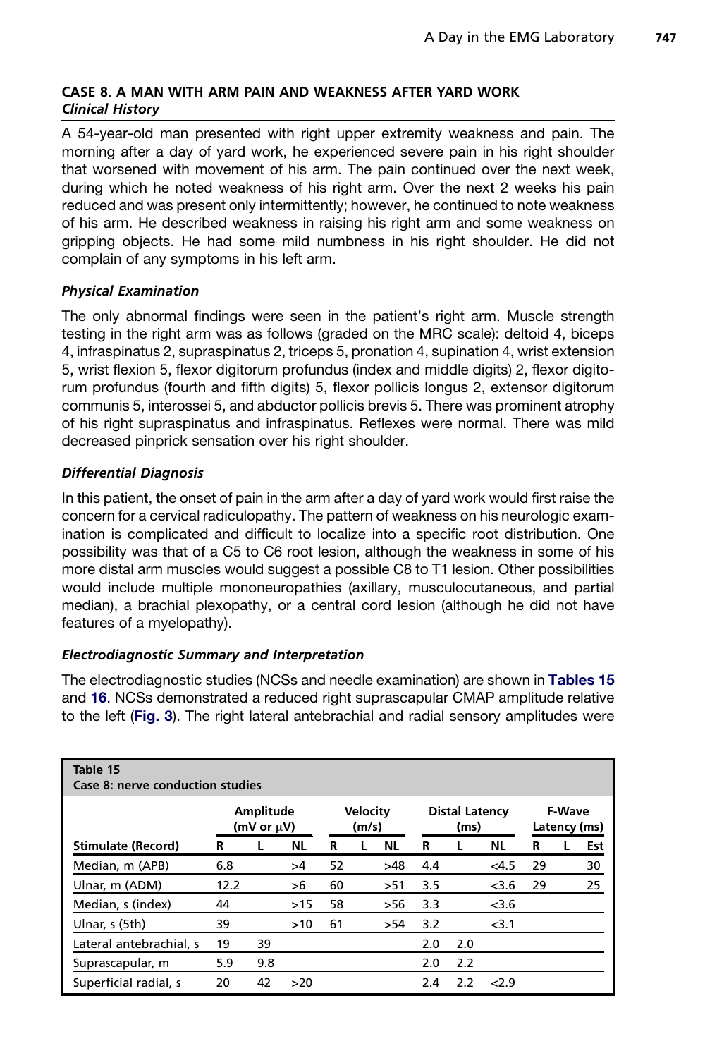## CASE 8. A MAN WITH ARM PAIN AND WEAKNESS AFTER YARD WORK

### *Clinical History*

A 54-year-old man presented with right upper extremity weakness and pain. The morning after a day of yard work, he experienced severe pain in his right shoulder that worsened with movement of his arm. The pain continued over the next week, during which he noted weakness of his right arm. Over the next 2 weeks his pain reduced and was present only intermittently; however, he continued to note weakness of his arm. He described weakness in raising his right arm and some weakness on gripping objects. He had some mild numbness in his right shoulder. He did not complain of any symptoms in his left arm.

### *Physical Examination*

The only abnormal findings were seen in the patient's right arm. Muscle strength testing in the right arm was as follows (graded on the MRC scale): deltoid 4, biceps 4, infraspinatus 2, supraspinatus 2, triceps 5, pronation 4, supination 4, wrist extension 5, wrist flexion 5, flexor digitorum profundus (index and middle digits) 2, flexor digitorum profundus (fourth and fifth digits) 5, flexor pollicis longus 2, extensor digitorum communis 5, interossei 5, and abductor pollicis brevis 5. There was prominent atrophy of his right supraspinatus and infraspinatus. Reflexes were normal. There was mild decreased pinprick sensation over his right shoulder.

### *Differential Diagnosis*

In this patient, the onset of pain in the arm after a day of yard work would first raise the concern for a cervical radiculopathy. The pattern of weakness on his neurologic examination is complicated and difficult to localize into a specific root distribution. One possibility was that of a C5 to C6 root lesion, although the weakness in some of his more distal arm muscles would suggest a possible C8 to T1 lesion. Other possibilities would include multiple mononeuropathies (axillary, musculocutaneous, and partial median), a brachial plexopathy, or a central cord lesion (although he did not have features of a myelopathy).

### *Electrodiagnostic Summary and Interpretation*

The electrodiagnostic studies (NCSs and needle examination) are shown in **Tables 15** and **16**. NCSs demonstrated a reduced right suprascapular CMAP amplitude relative to the left (**Fig. 3**). The right lateral antebrachial and radial sensory amplitudes were

**Table 15**
**Case 8: nerve conduction studies**

| | Amplitude (mV or μV) | | | Velocity (m/s) | | | Distal Latency (ms) | | | F-Wave Latency (ms) | | |
|---|---|---|---|---|---|---|---|---|---|---|---|---|
| **Stimulate (Record)** | **R** | **L** | **NL** | **R** | **L** | **NL** | **R** | **L** | **NL** | **R** | **L** | **Est** |
| Median, m (APB) | 6.8 | | >4 | 52 | | >48 | 4.4 | | <4.5 | 29 | | 30 |
| Ulnar, m (ADM) | 12.2 | | >6 | 60 | | >51 | 3.5 | | <3.6 | 29 | | 25 |
| Median, s (index) | 44 | | >15 | 58 | | >56 | 3.3 | | <3.6 | | | |
| Ulnar, s (5th) | 39 | | >10 | 61 | | >54 | 3.2 | | <3.1 | | | |
| Lateral antebrachial, s | 19 | 39 | | | | | 2.0 | 2.0 | | | | |
| Suprascapular, m | 5.9 | 9.8 | | | | | 2.0 | 2.2 | | | | |
| Superficial radial, s | 20 | 42 | >20 | | | | 2.4 | 2.2 | <2.9 | | | |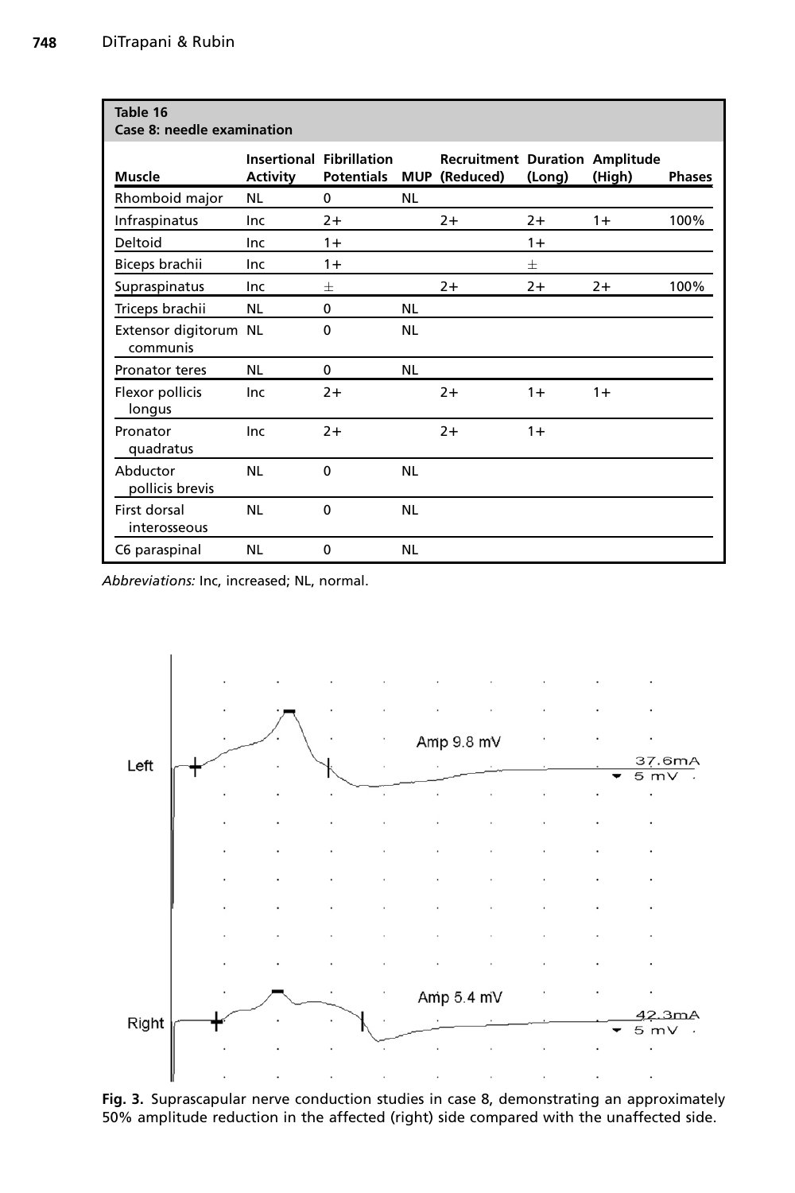**Table 16**
**Case 8: needle examination**

| Muscle | Insertional Activity | Fibrillation Potentials | MUP | Recruitment (Reduced) | Duration (Long) | Amplitude (High) | Phases |
|---|---|---|---|---|---|---|---|
| Rhomboid major | NL | 0 | NL | | | | |
| Infraspinatus | Inc | 2+ | | 2+ | 2+ | 1+ | 100% |
| Deltoid | Inc | 1+ | | | 1+ | | |
| Biceps brachii | Inc | 1+ | | | ± | | |
| Supraspinatus | Inc | ± | | 2+ | 2+ | 2+ | 100% |
| Triceps brachii | NL | 0 | NL | | | | |
| Extensor digitorum communis | NL | 0 | NL | | | | |
| Pronator teres | NL | 0 | NL | | | | |
| Flexor pollicis longus | Inc | 2+ | | 2+ | 1+ | 1+ | |
| Pronator quadratus | Inc | 2+ | | 2+ | 1+ | | |
| Abductor pollicis brevis | NL | 0 | NL | | | | |
| First dorsal interosseous | NL | 0 | NL | | | | |
| C6 paraspinal | NL | 0 | NL | | | | |

*Abbreviations:* Inc, increased; NL, normal.

**Fig. 3.** Suprascapular nerve conduction studies in case 8, demonstrating an approximately 50% amplitude reduction in the affected (right) side compared with the unaffected side.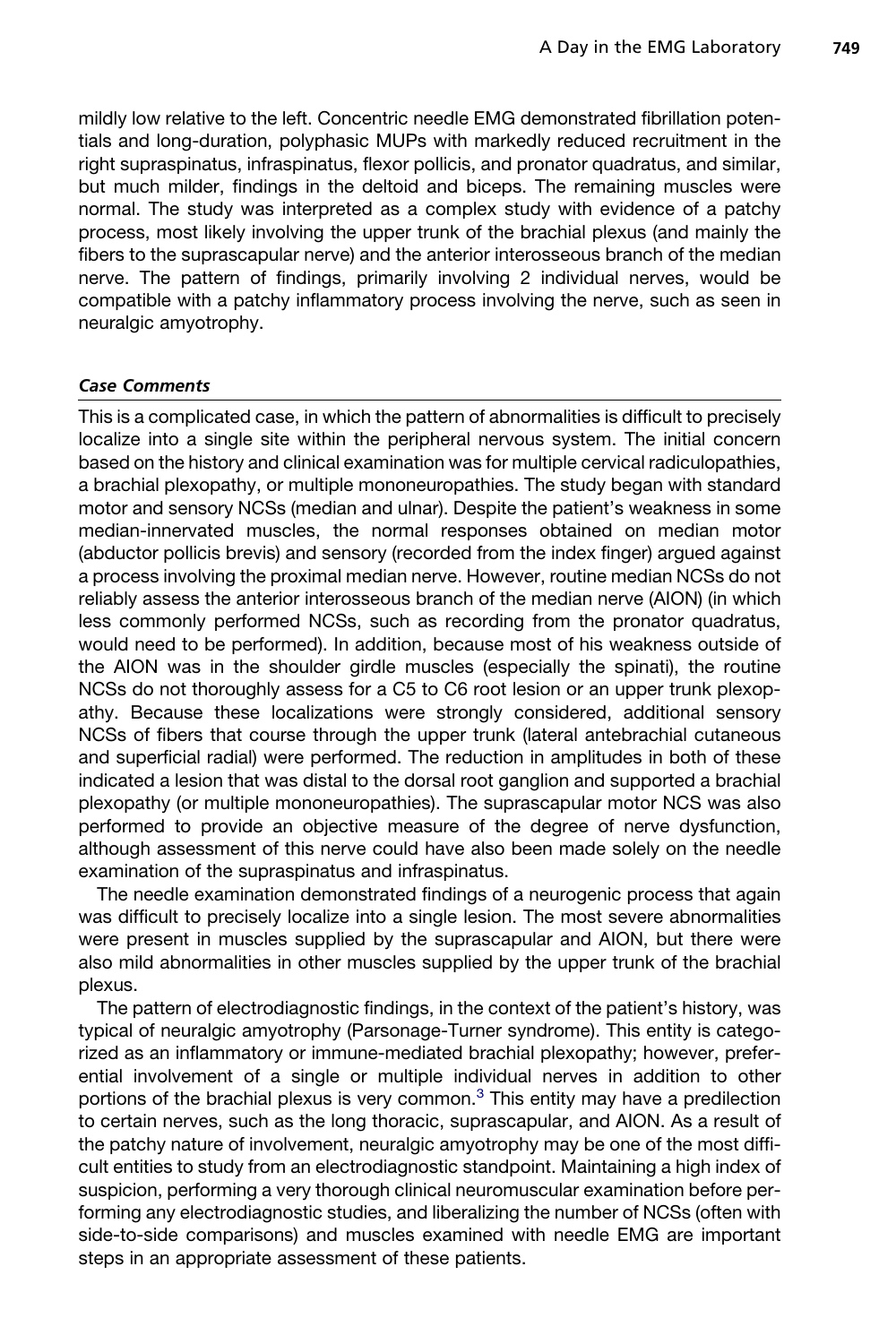mildly low relative to the left. Concentric needle EMG demonstrated fibrillation potentials and long-duration, polyphasic MUPs with markedly reduced recruitment in the right supraspinatus, infraspinatus, flexor pollicis, and pronator quadratus, and similar, but much milder, findings in the deltoid and biceps. The remaining muscles were normal. The study was interpreted as a complex study with evidence of a patchy process, most likely involving the upper trunk of the brachial plexus (and mainly the fibers to the suprascapular nerve) and the anterior interosseous branch of the median nerve. The pattern of findings, primarily involving 2 individual nerves, would be compatible with a patchy inflammatory process involving the nerve, such as seen in neuralgic amyotrophy.

### *Case Comments*

This is a complicated case, in which the pattern of abnormalities is difficult to precisely localize into a single site within the peripheral nervous system. The initial concern based on the history and clinical examination was for multiple cervical radiculopathies, a brachial plexopathy, or multiple mononeuropathies. The study began with standard motor and sensory NCSs (median and ulnar). Despite the patient's weakness in some median-innervated muscles, the normal responses obtained on median motor (abductor pollicis brevis) and sensory (recorded from the index finger) argued against a process involving the proximal median nerve. However, routine median NCSs do not reliably assess the anterior interosseous branch of the median nerve (AION) (in which less commonly performed NCSs, such as recording from the pronator quadratus, would need to be performed). In addition, because most of his weakness outside of the AION was in the shoulder girdle muscles (especially the spinati), the routine NCSs do not thoroughly assess for a C5 to C6 root lesion or an upper trunk plexopathy. Because these localizations were strongly considered, additional sensory NCSs of fibers that course through the upper trunk (lateral antebrachial cutaneous and superficial radial) were performed. The reduction in amplitudes in both of these indicated a lesion that was distal to the dorsal root ganglion and supported a brachial plexopathy (or multiple mononeuropathies). The suprascapular motor NCS was also performed to provide an objective measure of the degree of nerve dysfunction, although assessment of this nerve could have also been made solely on the needle examination of the supraspinatus and infraspinatus.

The needle examination demonstrated findings of a neurogenic process that again was difficult to precisely localize into a single lesion. The most severe abnormalities were present in muscles supplied by the suprascapular and AION, but there were also mild abnormalities in other muscles supplied by the upper trunk of the brachial plexus.

The pattern of electrodiagnostic findings, in the context of the patient's history, was typical of neuralgic amyotrophy (Parsonage-Turner syndrome). This entity is categorized as an inflammatory or immune-mediated brachial plexopathy; however, preferential involvement of a single or multiple individual nerves in addition to other portions of the brachial plexus is very common.[3] This entity may have a predilection to certain nerves, such as the long thoracic, suprascapular, and AION. As a result of the patchy nature of involvement, neuralgic amyotrophy may be one of the most difficult entities to study from an electrodiagnostic standpoint. Maintaining a high index of suspicion, performing a very thorough clinical neuromuscular examination before performing any electrodiagnostic studies, and liberalizing the number of NCSs (often with side-to-side comparisons) and muscles examined with needle EMG are important steps in an appropriate assessment of these patients.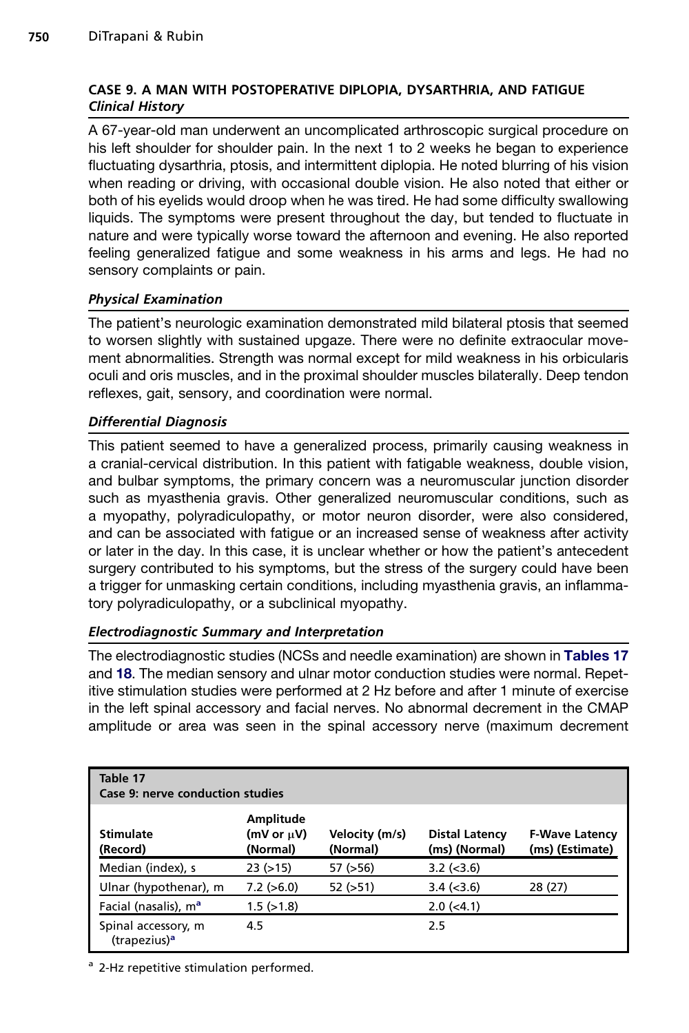## CASE 9. A MAN WITH POSTOPERATIVE DIPLOPIA, DYSARTHRIA, AND FATIGUE

### *Clinical History*

A 67-year-old man underwent an uncomplicated arthroscopic surgical procedure on his left shoulder for shoulder pain. In the next 1 to 2 weeks he began to experience fluctuating dysarthria, ptosis, and intermittent diplopia. He noted blurring of his vision when reading or driving, with occasional double vision. He also noted that either or both of his eyelids would droop when he was tired. He had some difficulty swallowing liquids. The symptoms were present throughout the day, but tended to fluctuate in nature and were typically worse toward the afternoon and evening. He also reported feeling generalized fatigue and some weakness in his arms and legs. He had no sensory complaints or pain.

### *Physical Examination*

The patient's neurologic examination demonstrated mild bilateral ptosis that seemed to worsen slightly with sustained upgaze. There were no definite extraocular movement abnormalities. Strength was normal except for mild weakness in his orbicularis oculi and oris muscles, and in the proximal shoulder muscles bilaterally. Deep tendon reflexes, gait, sensory, and coordination were normal.

### *Differential Diagnosis*

This patient seemed to have a generalized process, primarily causing weakness in a cranial-cervical distribution. In this patient with fatigable weakness, double vision, and bulbar symptoms, the primary concern was a neuromuscular junction disorder such as myasthenia gravis. Other generalized neuromuscular conditions, such as a myopathy, polyradiculopathy, or motor neuron disorder, were also considered, and can be associated with fatigue or an increased sense of weakness after activity or later in the day. In this case, it is unclear whether or how the patient's antecedent surgery contributed to his symptoms, but the stress of the surgery could have been a trigger for unmasking certain conditions, including myasthenia gravis, an inflammatory polyradiculopathy, or a subclinical myopathy.

### *Electrodiagnostic Summary and Interpretation*

The electrodiagnostic studies (NCSs and needle examination) are shown in **Tables 17** and **18**. The median sensory and ulnar motor conduction studies were normal. Repetitive stimulation studies were performed at 2 Hz before and after 1 minute of exercise in the left spinal accessory and facial nerves. No abnormal decrement in the CMAP amplitude or area was seen in the spinal accessory nerve (maximum decrement

**Table 17**
**Case 9: nerve conduction studies**

| Stimulate (Record) | Amplitude (mV or μV) (Normal) | Velocity (m/s) (Normal) | Distal Latency (ms) (Normal) | F-Wave Latency (ms) (Estimate) |
|---|---|---|---|---|
| Median (index), s | 23 (>15) | 57 (>56) | 3.2 (<3.6) | |
| Ulnar (hypothenar), m | 7.2 (>6.0) | 52 (>51) | 3.4 (<3.6) | 28 (27) |
| Facial (nasalis), m[a] | 1.5 (>1.8) | | 2.0 (<4.1) | |
| Spinal accessory, m (trapezius)[a] | 4.5 | | 2.5 | |

[a] 2-Hz repetitive stimulation performed.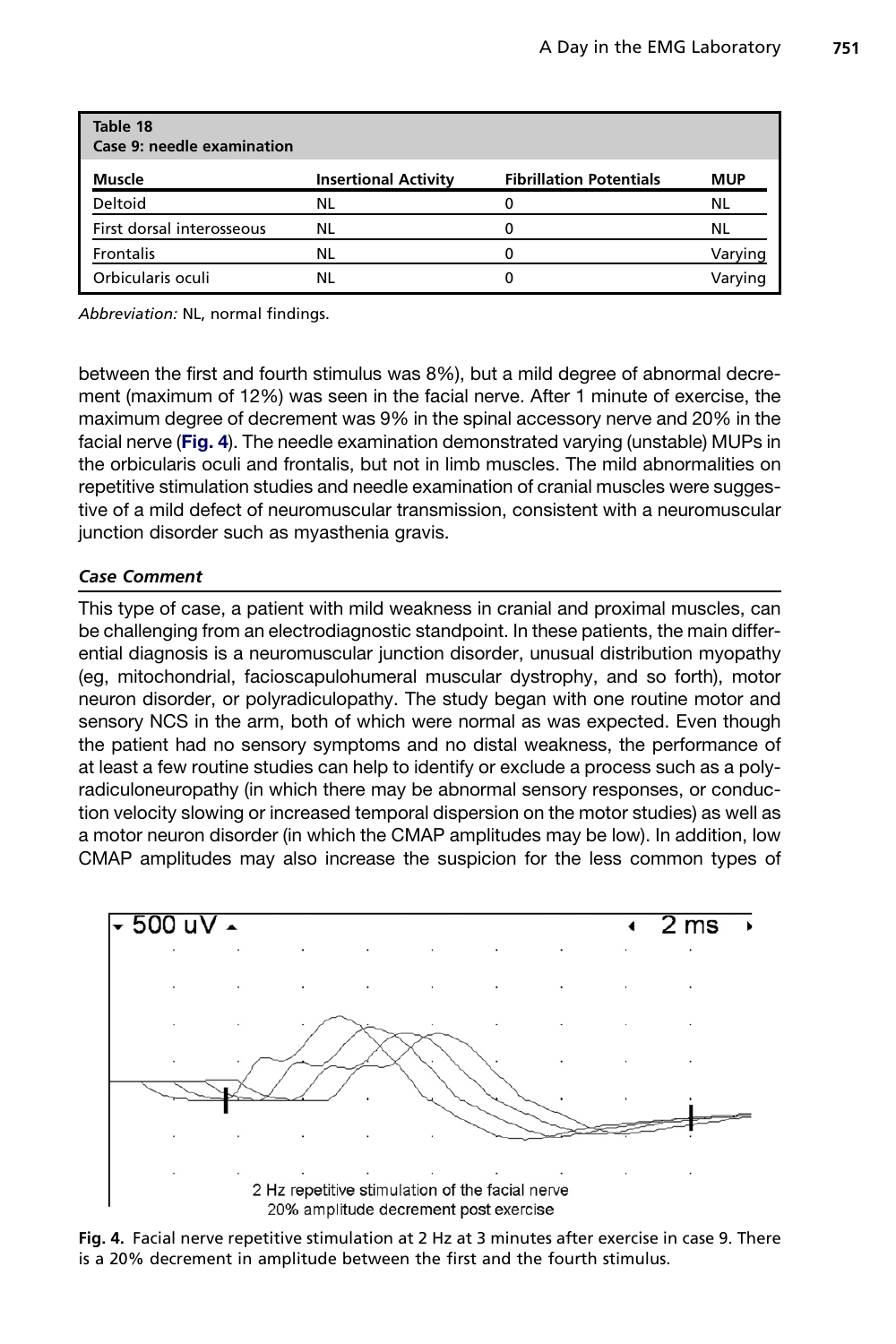**Table 18**
**Case 9: needle examination**

| Muscle | Insertional Activity | Fibrillation Potentials | MUP |
|---|---|---|---|
| Deltoid | NL | 0 | NL |
| First dorsal interosseous | NL | 0 | NL |
| Frontalis | NL | 0 | Varying |
| Orbicularis oculi | NL | 0 | Varying |

*Abbreviation:* NL, normal findings.

between the first and fourth stimulus was 8%), but a mild degree of abnormal decrement (maximum of 12%) was seen in the facial nerve. After 1 minute of exercise, the maximum degree of decrement was 9% in the spinal accessory nerve and 20% in the facial nerve (**Fig. 4**). The needle examination demonstrated varying (unstable) MUPs in the orbicularis oculi and frontalis, but not in limb muscles. The mild abnormalities on repetitive stimulation studies and needle examination of cranial muscles were suggestive of a mild defect of neuromuscular transmission, consistent with a neuromuscular junction disorder such as myasthenia gravis.

### *Case Comment*

This type of case, a patient with mild weakness in cranial and proximal muscles, can be challenging from an electrodiagnostic standpoint. In these patients, the main differential diagnosis is a neuromuscular junction disorder, unusual distribution myopathy (eg, mitochondrial, facioscapulohumeral muscular dystrophy, and so forth), motor neuron disorder, or polyradiculopathy. The study began with one routine motor and sensory NCS in the arm, both of which were normal as was expected. Even though the patient had no sensory symptoms and no distal weakness, the performance of at least a few routine studies can help to identify or exclude a process such as a polyradiculoneuropathy (in which there may be abnormal sensory responses, or conduction velocity slowing or increased temporal dispersion on the motor studies) as well as a motor neuron disorder (in which the CMAP amplitudes may be low). In addition, low CMAP amplitudes may also increase the suspicion for the less common types of

**Fig. 4.** Facial nerve repetitive stimulation at 2 Hz at 3 minutes after exercise in case 9. There is a 20% decrement in amplitude between the first and the fourth stimulus.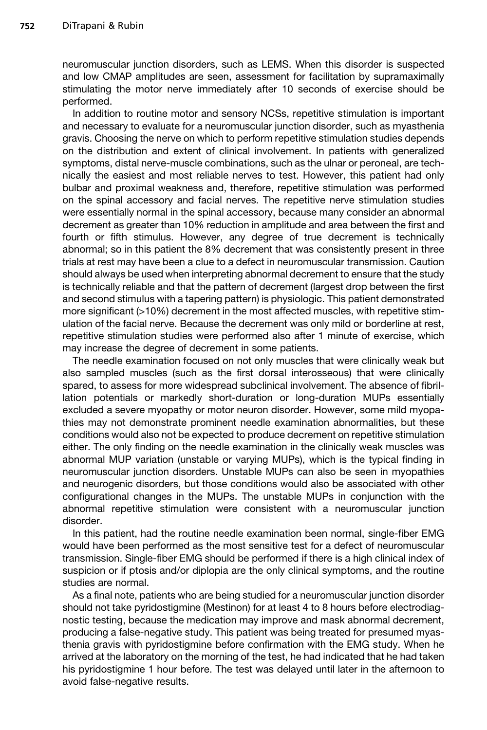neuromuscular junction disorders, such as LEMS. When this disorder is suspected and low CMAP amplitudes are seen, assessment for facilitation by supramaximally stimulating the motor nerve immediately after 10 seconds of exercise should be performed.

In addition to routine motor and sensory NCSs, repetitive stimulation is important and necessary to evaluate for a neuromuscular junction disorder, such as myasthenia gravis. Choosing the nerve on which to perform repetitive stimulation studies depends on the distribution and extent of clinical involvement. In patients with generalized symptoms, distal nerve-muscle combinations, such as the ulnar or peroneal, are technically the easiest and most reliable nerves to test. However, this patient had only bulbar and proximal weakness and, therefore, repetitive stimulation was performed on the spinal accessory and facial nerves. The repetitive nerve stimulation studies were essentially normal in the spinal accessory, because many consider an abnormal decrement as greater than 10% reduction in amplitude and area between the first and fourth or fifth stimulus. However, any degree of true decrement is technically abnormal; so in this patient the 8% decrement that was consistently present in three trials at rest may have been a clue to a defect in neuromuscular transmission. Caution should always be used when interpreting abnormal decrement to ensure that the study is technically reliable and that the pattern of decrement (largest drop between the first and second stimulus with a tapering pattern) is physiologic. This patient demonstrated more significant (>10%) decrement in the most affected muscles, with repetitive stimulation of the facial nerve. Because the decrement was only mild or borderline at rest, repetitive stimulation studies were performed also after 1 minute of exercise, which may increase the degree of decrement in some patients.

The needle examination focused on not only muscles that were clinically weak but also sampled muscles (such as the first dorsal interosseous) that were clinically spared, to assess for more widespread subclinical involvement. The absence of fibrillation potentials or markedly short-duration or long-duration MUPs essentially excluded a severe myopathy or motor neuron disorder. However, some mild myopathies may not demonstrate prominent needle examination abnormalities, but these conditions would also not be expected to produce decrement on repetitive stimulation either. The only finding on the needle examination in the clinically weak muscles was abnormal MUP variation (unstable or varying MUPs), which is the typical finding in neuromuscular junction disorders. Unstable MUPs can also be seen in myopathies and neurogenic disorders, but those conditions would also be associated with other configurational changes in the MUPs. The unstable MUPs in conjunction with the abnormal repetitive stimulation were consistent with a neuromuscular junction disorder.

In this patient, had the routine needle examination been normal, single-fiber EMG would have been performed as the most sensitive test for a defect of neuromuscular transmission. Single-fiber EMG should be performed if there is a high clinical index of suspicion or if ptosis and/or diplopia are the only clinical symptoms, and the routine studies are normal.

As a final note, patients who are being studied for a neuromuscular junction disorder should not take pyridostigmine (Mestinon) for at least 4 to 8 hours before electrodiagnostic testing, because the medication may improve and mask abnormal decrement, producing a false-negative study. This patient was being treated for presumed myasthenia gravis with pyridostigmine before confirmation with the EMG study. When he arrived at the laboratory on the morning of the test, he had indicated that he had taken his pyridostigmine 1 hour before. The test was delayed until later in the afternoon to avoid false-negative results.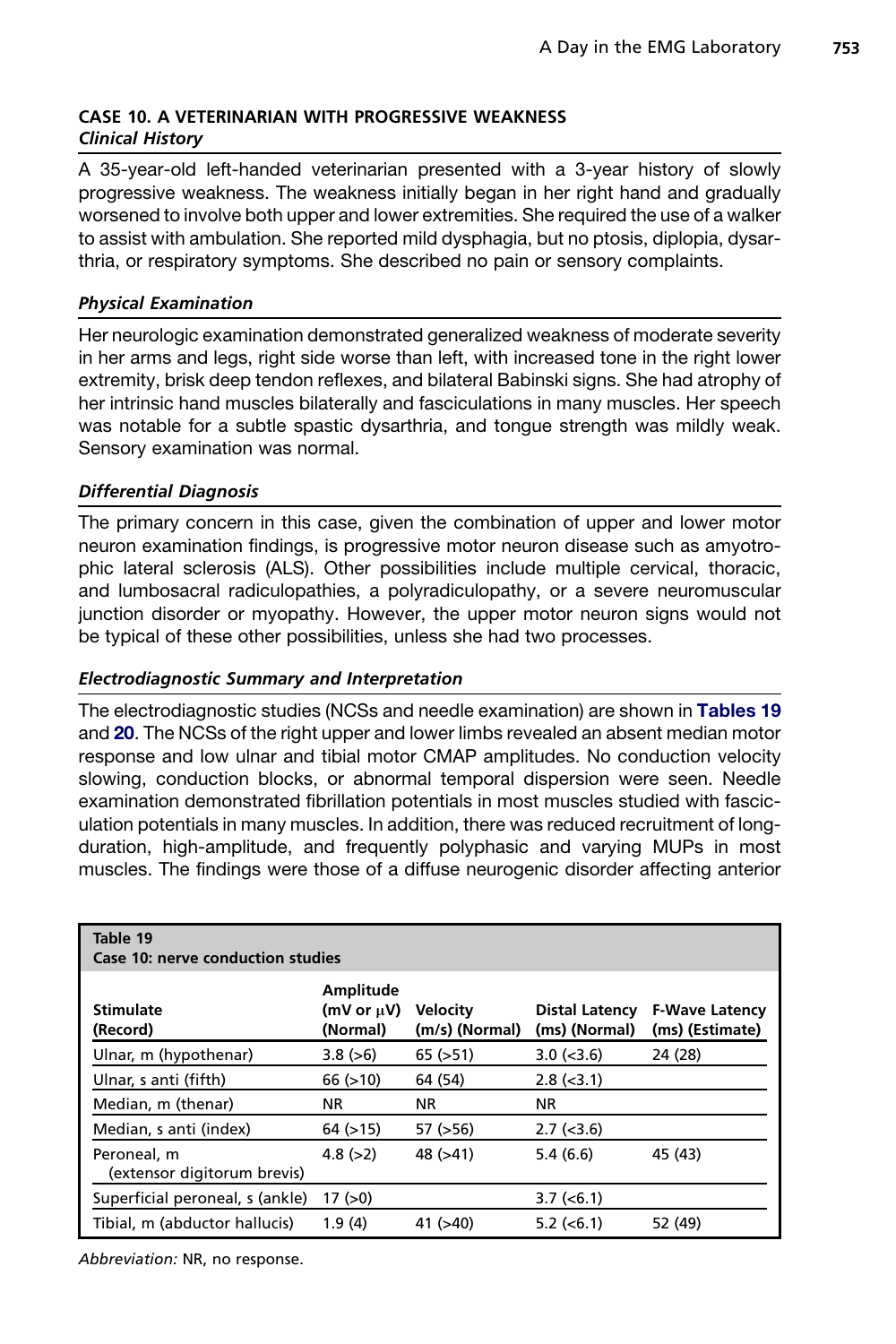## CASE 10. A VETERINARIAN WITH PROGRESSIVE WEAKNESS

### *Clinical History*

A 35-year-old left-handed veterinarian presented with a 3-year history of slowly progressive weakness. The weakness initially began in her right hand and gradually worsened to involve both upper and lower extremities. She required the use of a walker to assist with ambulation. She reported mild dysphagia, but no ptosis, diplopia, dysarthria, or respiratory symptoms. She described no pain or sensory complaints.

### *Physical Examination*

Her neurologic examination demonstrated generalized weakness of moderate severity in her arms and legs, right side worse than left, with increased tone in the right lower extremity, brisk deep tendon reflexes, and bilateral Babinski signs. She had atrophy of her intrinsic hand muscles bilaterally and fasciculations in many muscles. Her speech was notable for a subtle spastic dysarthria, and tongue strength was mildly weak. Sensory examination was normal.

### *Differential Diagnosis*

The primary concern in this case, given the combination of upper and lower motor neuron examination findings, is progressive motor neuron disease such as amyotrophic lateral sclerosis (ALS). Other possibilities include multiple cervical, thoracic, and lumbosacral radiculopathies, a polyradiculopathy, or a severe neuromuscular junction disorder or myopathy. However, the upper motor neuron signs would not be typical of these other possibilities, unless she had two processes.

### *Electrodiagnostic Summary and Interpretation*

The electrodiagnostic studies (NCSs and needle examination) are shown in **Tables 19** and **20**. The NCSs of the right upper and lower limbs revealed an absent median motor response and low ulnar and tibial motor CMAP amplitudes. No conduction velocity slowing, conduction blocks, or abnormal temporal dispersion were seen. Needle examination demonstrated fibrillation potentials in most muscles studied with fasciculation potentials in many muscles. In addition, there was reduced recruitment of long-duration, high-amplitude, and frequently polyphasic and varying MUPs in most muscles. The findings were those of a diffuse neurogenic disorder affecting anterior

**Table 19**
**Case 10: nerve conduction studies**

| Stimulate (Record) | Amplitude (mV or μV) (Normal) | Velocity (m/s) (Normal) | Distal Latency (ms) (Normal) | F-Wave Latency (ms) (Estimate) |
|---|---|---|---|---|
| Ulnar, m (hypothenar) | 3.8 (>6) | 65 (>51) | 3.0 (<3.6) | 24 (28) |
| Ulnar, s anti (fifth) | 66 (>10) | 64 (54) | 2.8 (<3.1) | |
| Median, m (thenar) | NR | NR | NR | |
| Median, s anti (index) | 64 (>15) | 57 (>56) | 2.7 (<3.6) | |
| Peroneal, m (extensor digitorum brevis) | 4.8 (>2) | 48 (>41) | 5.4 (6.6) | 45 (43) |
| Superficial peroneal, s (ankle) | 17 (>0) | | 3.7 (<6.1) | |
| Tibial, m (abductor hallucis) | 1.9 (4) | 41 (>40) | 5.2 (<6.1) | 52 (49) |

*Abbreviation:* NR, no response.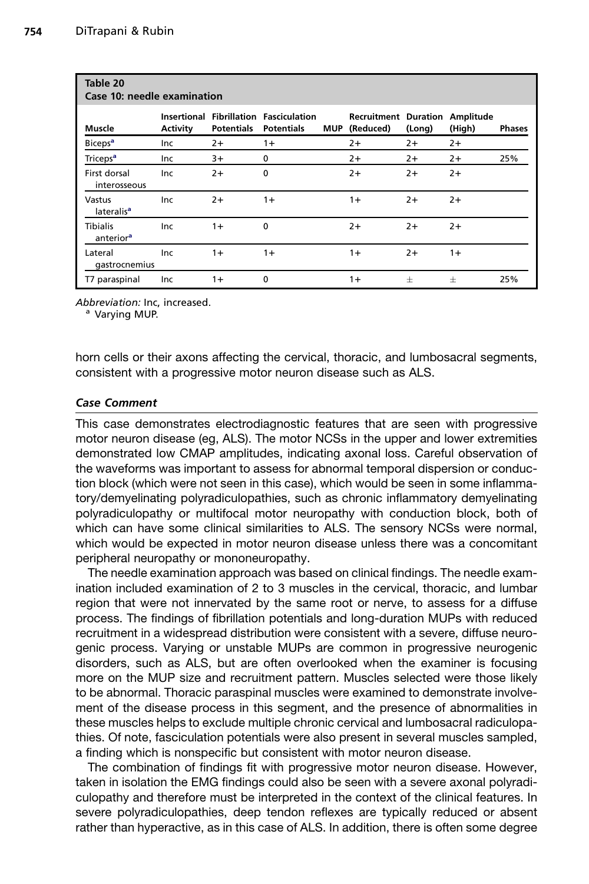**Table 20**
**Case 10: needle examination**

| Muscle | Insertional Activity | Fibrillation Potentials | Fasciculation Potentials | MUP | Recruitment (Reduced) | Duration (Long) | Amplitude (High) | Phases |
|---|---|---|---|---|---|---|---|---|
| Biceps[a] | Inc | 2+ | 1+ | | 2+ | 2+ | 2+ | |
| Triceps[a] | Inc | 3+ | 0 | | 2+ | 2+ | 2+ | 25% |
| First dorsal interosseous | Inc | 2+ | 0 | | 2+ | 2+ | 2+ | |
| Vastus lateralis[a] | Inc | 2+ | 1+ | | 1+ | 2+ | 2+ | |
| Tibialis anterior[a] | Inc | 1+ | 0 | | 2+ | 2+ | 2+ | |
| Lateral gastrocnemius | Inc | 1+ | 1+ | | 1+ | 2+ | 1+ | |
| T7 paraspinal | Inc | 1+ | 0 | | 1+ | ± | ± | 25% |

*Abbreviation:* Inc, increased.
[a] Varying MUP.

horn cells or their axons affecting the cervical, thoracic, and lumbosacral segments, consistent with a progressive motor neuron disease such as ALS.

### *Case Comment*

This case demonstrates electrodiagnostic features that are seen with progressive motor neuron disease (eg, ALS). The motor NCSs in the upper and lower extremities demonstrated low CMAP amplitudes, indicating axonal loss. Careful observation of the waveforms was important to assess for abnormal temporal dispersion or conduction block (which were not seen in this case), which would be seen in some inflammatory/demyelinating polyradiculopathies, such as chronic inflammatory demyelinating polyradiculopathy or multifocal motor neuropathy with conduction block, both of which can have some clinical similarities to ALS. The sensory NCSs were normal, which would be expected in motor neuron disease unless there was a concomitant peripheral neuropathy or mononeuropathy.

The needle examination approach was based on clinical findings. The needle examination included examination of 2 to 3 muscles in the cervical, thoracic, and lumbar region that were not innervated by the same root or nerve, to assess for a diffuse process. The findings of fibrillation potentials and long-duration MUPs with reduced recruitment in a widespread distribution were consistent with a severe, diffuse neurogenic process. Varying or unstable MUPs are common in progressive neurogenic disorders, such as ALS, but are often overlooked when the examiner is focusing more on the MUP size and recruitment pattern. Muscles selected were those likely to be abnormal. Thoracic paraspinal muscles were examined to demonstrate involvement of the disease process in this segment, and the presence of abnormalities in these muscles helps to exclude multiple chronic cervical and lumbosacral radiculopathies. Of note, fasciculation potentials were also present in several muscles sampled, a finding which is nonspecific but consistent with motor neuron disease.

The combination of findings fit with progressive motor neuron disease. However, taken in isolation the EMG findings could also be seen with a severe axonal polyradiculopathy and therefore must be interpreted in the context of the clinical features. In severe polyradiculopathies, deep tendon reflexes are typically reduced or absent rather than hyperactive, as in this case of ALS. In addition, there is often some degree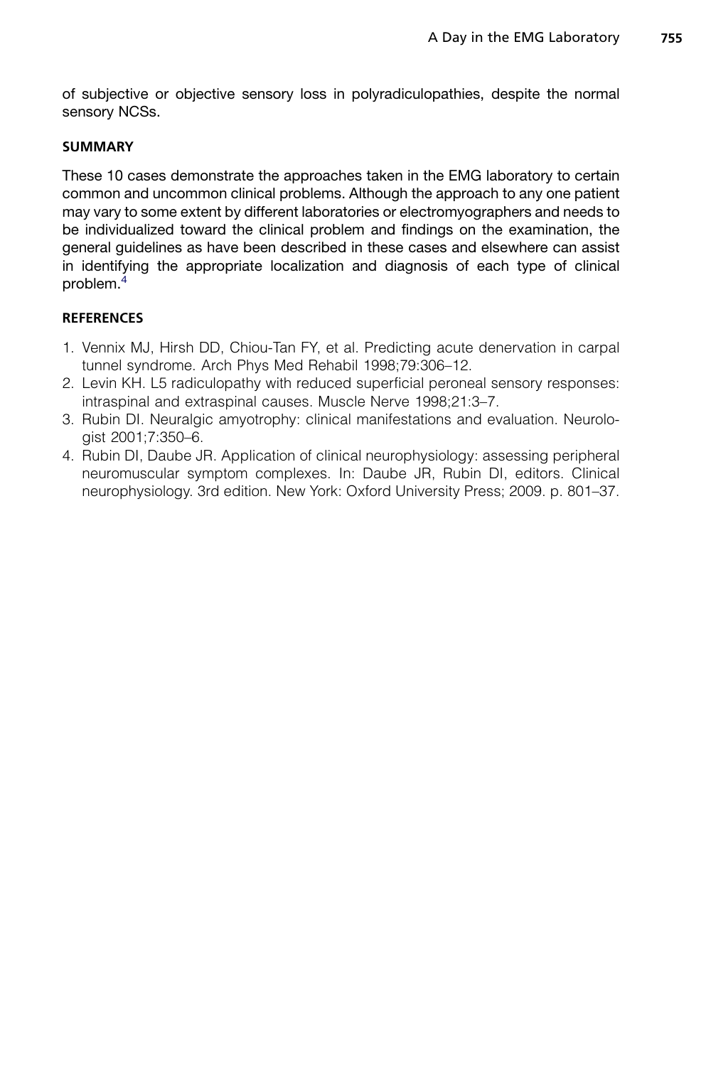of subjective or objective sensory loss in polyradiculopathies, despite the normal sensory NCSs.

## SUMMARY

These 10 cases demonstrate the approaches taken in the EMG laboratory to certain common and uncommon clinical problems. Although the approach to any one patient may vary to some extent by different laboratories or electromyographers and needs to be individualized toward the clinical problem and findings on the examination, the general guidelines as have been described in these cases and elsewhere can assist in identifying the appropriate localization and diagnosis of each type of clinical problem.[4]

## REFERENCES

1. Vennix MJ, Hirsh DD, Chiou-Tan FY, et al. Predicting acute denervation in carpal tunnel syndrome. Arch Phys Med Rehabil 1998;79:306–12.
2. Levin KH. L5 radiculopathy with reduced superficial peroneal sensory responses: intraspinal and extraspinal causes. Muscle Nerve 1998;21:3–7.
3. Rubin DI. Neuralgic amyotrophy: clinical manifestations and evaluation. Neurologist 2001;7:350–6.
4. Rubin DI, Daube JR. Application of clinical neurophysiology: assessing peripheral neuromuscular symptom complexes. In: Daube JR, Rubin DI, editors. Clinical neurophysiology. 3rd edition. New York: Oxford University Press; 2009. p. 801–37.